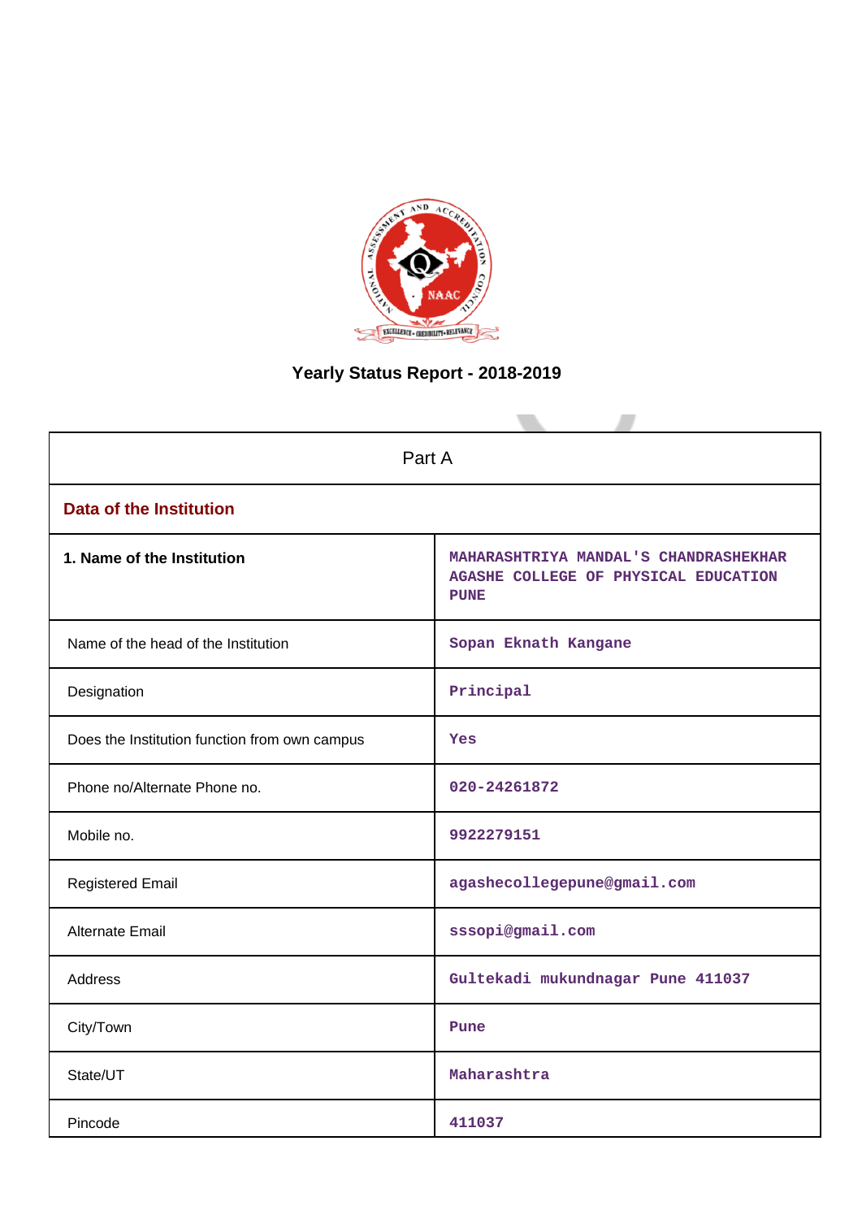# Yearly Status Report - 2018-2019

| Part A | |
|---|---|
| **Data of the Institution** | |
| **1. Name of the Institution** | MAHARASHTRIYA MANDAL'S CHANDRASHEKHAR AGASHE COLLEGE OF PHYSICAL EDUCATION PUNE |
| Name of the head of the Institution | Sopan Eknath Kangane |
| Designation | Principal |
| Does the Institution function from own campus | Yes |
| Phone no/Alternate Phone no. | 020-24261872 |
| Mobile no. | 9922279151 |
| Registered Email | agashecollegepune@gmail.com |
| Alternate Email | sssopi@gmail.com |
| Address | Gultekadi mukundnagar Pune 411037 |
| City/Town | Pune |
| State/UT | Maharashtra |
| Pincode | 411037 |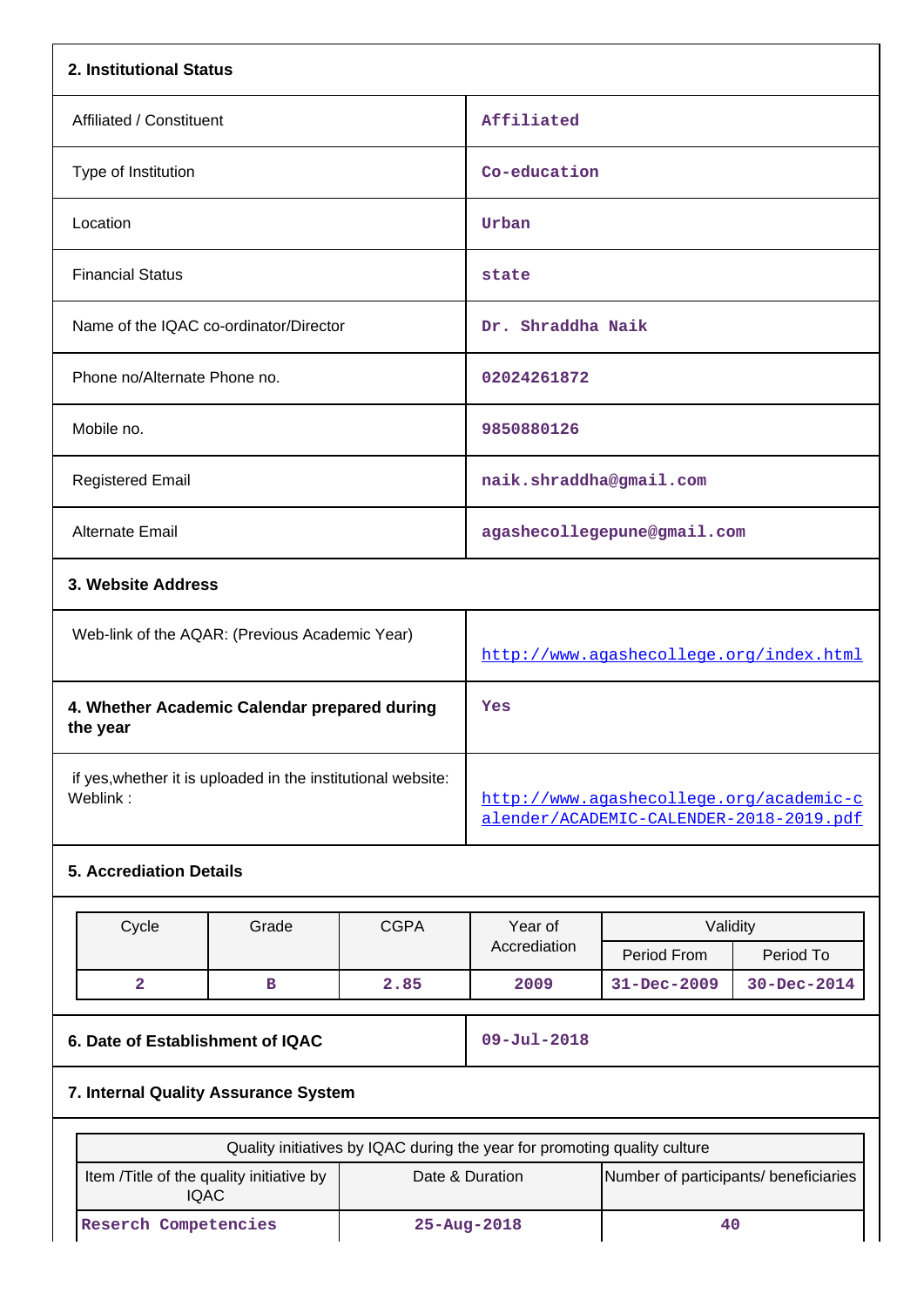**2. Institutional Status**

| | |
|---|---|
| Affiliated / Constituent | Affiliated |
| Type of Institution | Co-education |
| Location | Urban |
| Financial Status | state |
| Name of the IQAC co-ordinator/Director | Dr. Shraddha Naik |
| Phone no/Alternate Phone no. | 02024261872 |
| Mobile no. | 9850880126 |
| Registered Email | naik.shraddha@gmail.com |
| Alternate Email | agashecollegepune@gmail.com |

**3. Website Address**

| | |
|---|---|
| Web-link of the AQAR: (Previous Academic Year) | http://www.agashecollege.org/index.html |
| **4. Whether Academic Calendar prepared during the year** | Yes |
| if yes,whether it is uploaded in the institutional website: Weblink : | http://www.agashecollege.org/academic-calender/ACADEMIC-CALENDER-2018-2019.pdf |

**5. Accrediation Details**

| Cycle | Grade | CGPA | Year of Accrediation | Validity | |
|---|---|---|---|---|---|
| | | | | Period From | Period To |
| 2 | B | 2.85 | 2009 | 31-Dec-2009 | 30-Dec-2014 |

| | |
|---|---|
| **6. Date of Establishment of IQAC** | 09-Jul-2018 |

**7. Internal Quality Assurance System**

| Quality initiatives by IQAC during the year for promoting quality culture | | |
|---|---|---|
| Item /Title of the quality initiative by IQAC | Date & Duration | Number of participants/ beneficiaries |
| Reserch Competencies | 25-Aug-2018 | 40 |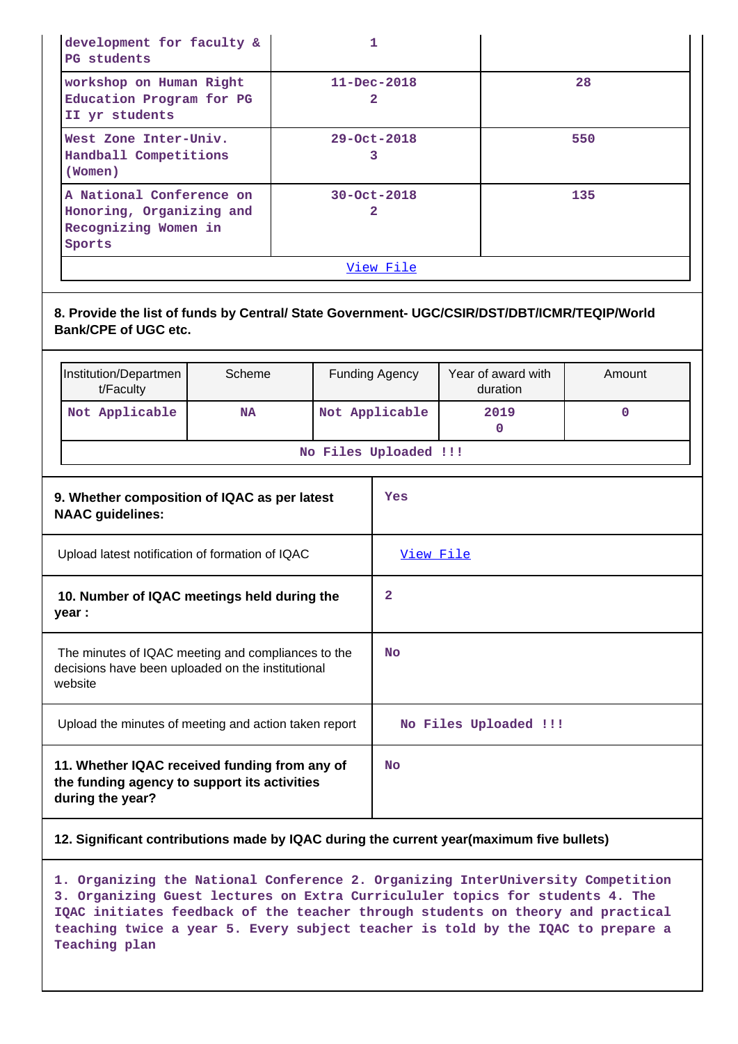| | | |
|---|---|---|
| development for faculty & PG students | 1 | |
| workshop on Human Right Education Program for PG II yr students | 11-Dec-2018<br>2 | 28 |
| West Zone Inter-Univ. Handball Competitions (Women) | 29-Oct-2018<br>3 | 550 |
| A National Conference on Honoring, Organizing and Recognizing Women in Sports | 30-Oct-2018<br>2 | 135 |
| View File | | |

**8. Provide the list of funds by Central/ State Government- UGC/CSIR/DST/DBT/ICMR/TEQIP/World Bank/CPE of UGC etc.**

| Institution/Department/Faculty | Scheme | Funding Agency | Year of award with duration | Amount |
|---|---|---|---|---|
| Not Applicable | NA | Not Applicable | 2019<br>0 | 0 |
| No Files Uploaded !!! | | | | |

| | |
|---|---|
| **9. Whether composition of IQAC as per latest NAAC guidelines:** | Yes |
| Upload latest notification of formation of IQAC | View File |
| **10. Number of IQAC meetings held during the year :** | 2 |
| The minutes of IQAC meeting and compliances to the decisions have been uploaded on the institutional website | No |
| Upload the minutes of meeting and action taken report | No Files Uploaded !!! |
| **11. Whether IQAC received funding from any of the funding agency to support its activities during the year?** | No |

**12. Significant contributions made by IQAC during the current year(maximum five bullets)**

1. Organizing the National Conference 2. Organizing InterUniversity Competition 3. Organizing Guest lectures on Extra Curricululer topics for students 4. The IQAC initiates feedback of the teacher through students on theory and practical teaching twice a year 5. Every subject teacher is told by the IQAC to prepare a Teaching plan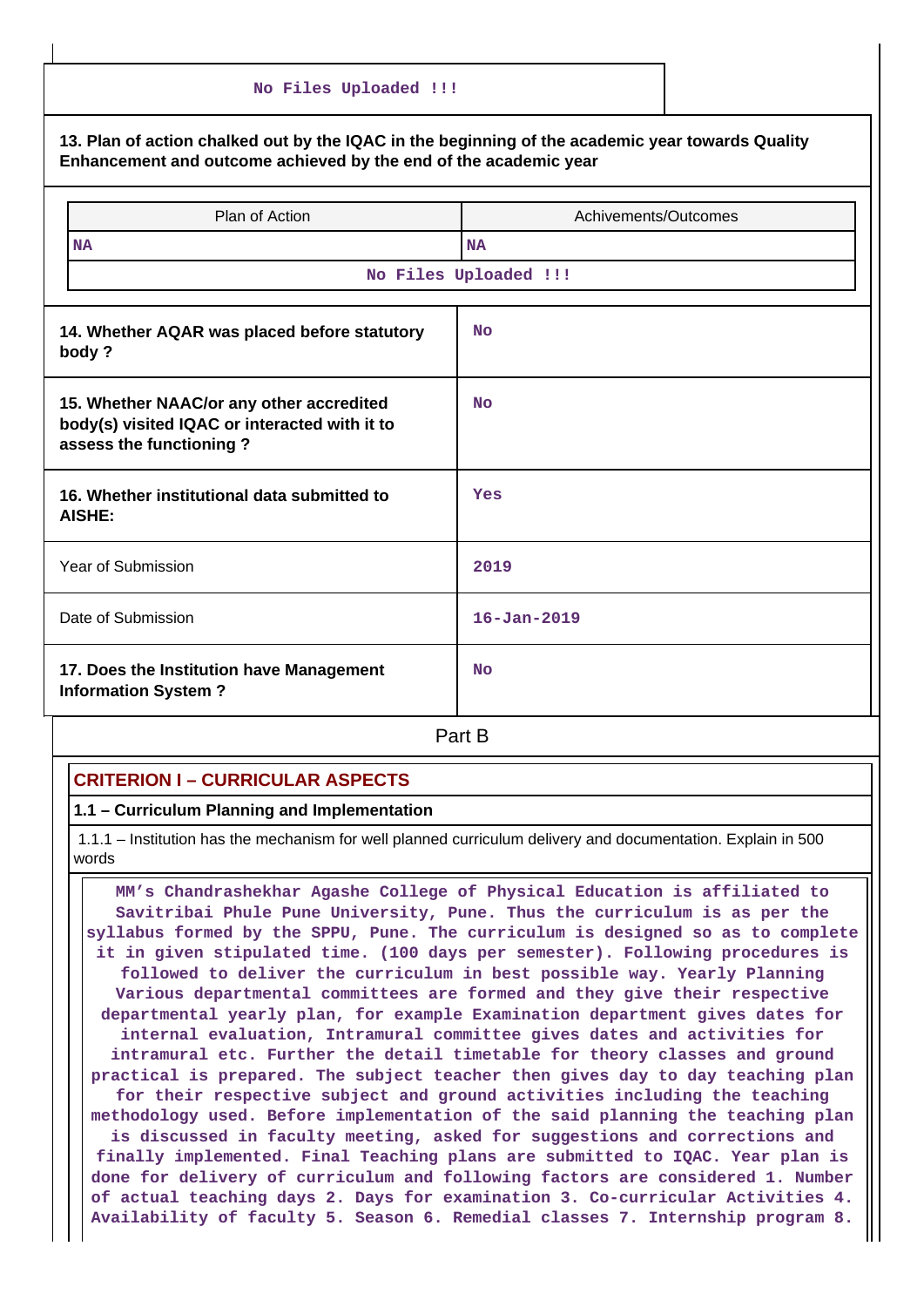No Files Uploaded !!!

**13. Plan of action chalked out by the IQAC in the beginning of the academic year towards Quality Enhancement and outcome achieved by the end of the academic year**

| Plan of Action | Achivements/Outcomes |
| --- | --- |
| NA | NA |
| No Files Uploaded !!! | |

| | |
| --- | --- |
| **14. Whether AQAR was placed before statutory body ?** | No |
| **15. Whether NAAC/or any other accredited body(s) visited IQAC or interacted with it to assess the functioning ?** | No |
| **16. Whether institutional data submitted to AISHE:** | Yes |
| Year of Submission | 2019 |
| Date of Submission | 16-Jan-2019 |
| **17. Does the Institution have Management Information System ?** | No |

Part B

## CRITERION I – CURRICULAR ASPECTS

### 1.1 – Curriculum Planning and Implementation

1.1.1 – Institution has the mechanism for well planned curriculum delivery and documentation. Explain in 500 words

MM's Chandrashekhar Agashe College of Physical Education is affiliated to Savitribai Phule Pune University, Pune. Thus the curriculum is as per the syllabus formed by the SPPU, Pune. The curriculum is designed so as to complete it in given stipulated time. (100 days per semester). Following procedures is followed to deliver the curriculum in best possible way. Yearly Planning Various departmental committees are formed and they give their respective departmental yearly plan, for example Examination department gives dates for internal evaluation, Intramural committee gives dates and activities for intramural etc. Further the detail timetable for theory classes and ground practical is prepared. The subject teacher then gives day to day teaching plan for their respective subject and ground activities including the teaching methodology used. Before implementation of the said planning the teaching plan is discussed in faculty meeting, asked for suggestions and corrections and finally implemented. Final Teaching plans are submitted to IQAC. Year plan is done for delivery of curriculum and following factors are considered 1. Number of actual teaching days 2. Days for examination 3. Co-curricular Activities 4. Availability of faculty 5. Season 6. Remedial classes 7. Internship program 8.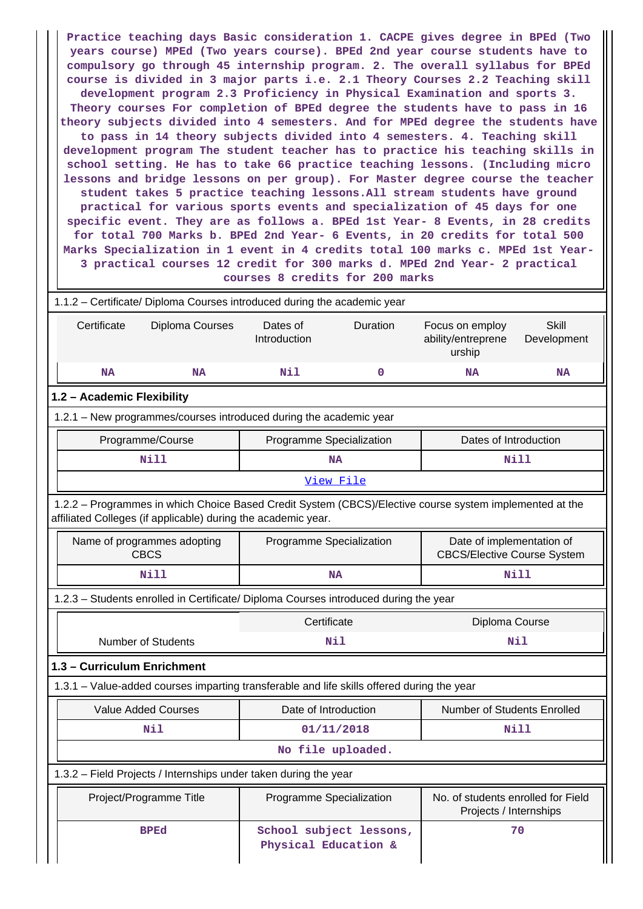Practice teaching days Basic consideration 1. CACPE gives degree in BPEd (Two years course) MPEd (Two years course). BPEd 2nd year course students have to compulsory go through 45 internship program. 2. The overall syllabus for BPEd course is divided in 3 major parts i.e. 2.1 Theory Courses 2.2 Teaching skill development program 2.3 Proficiency in Physical Examination and sports 3. Theory courses For completion of BPEd degree the students have to pass in 16 theory subjects divided into 4 semesters. And for MPEd degree the students have to pass in 14 theory subjects divided into 4 semesters. 4. Teaching skill development program The student teacher has to practice his teaching skills in school setting. He has to take 66 practice teaching lessons. (Including micro lessons and bridge lessons on per group). For Master degree course the teacher student takes 5 practice teaching lessons.All stream students have ground practical for various sports events and specialization of 45 days for one specific event. They are as follows a. BPEd 1st Year- 8 Events, in 28 credits for total 700 Marks b. BPEd 2nd Year- 6 Events, in 20 credits for total 500 Marks Specialization in 1 event in 4 credits total 100 marks c. MPEd 1st Year- 3 practical courses 12 credit for 300 marks d. MPEd 2nd Year- 2 practical courses 8 credits for 200 marks

1.1.2 – Certificate/ Diploma Courses introduced during the academic year

| Certificate | Diploma Courses | Dates of Introduction | Duration | Focus on employ ability/entreprene urship | Skill Development |
|---|---|---|---|---|---|
| NA | NA | Nil | 0 | NA | NA |

## 1.2 – Academic Flexibility

1.2.1 – New programmes/courses introduced during the academic year

| Programme/Course | Programme Specialization | Dates of Introduction |
|---|---|---|
| Nill | NA | Nill |
| View File | | |

1.2.2 – Programmes in which Choice Based Credit System (CBCS)/Elective course system implemented at the affiliated Colleges (if applicable) during the academic year.

| Name of programmes adopting CBCS | Programme Specialization | Date of implementation of CBCS/Elective Course System |
|---|---|---|
| Nill | NA | Nill |

1.2.3 – Students enrolled in Certificate/ Diploma Courses introduced during the year

| | Certificate | Diploma Course |
|---|---|---|
| Number of Students | Nil | Nil |

## 1.3 – Curriculum Enrichment

1.3.1 – Value-added courses imparting transferable and life skills offered during the year

| Value Added Courses | Date of Introduction | Number of Students Enrolled |
|---|---|---|
| Nil | 01/11/2018 | Nill |
| No file uploaded. | | |

1.3.2 – Field Projects / Internships under taken during the year

| Project/Programme Title | Programme Specialization | No. of students enrolled for Field Projects / Internships |
|---|---|---|
| BPEd | School subject lessons, Physical Education & | 70 |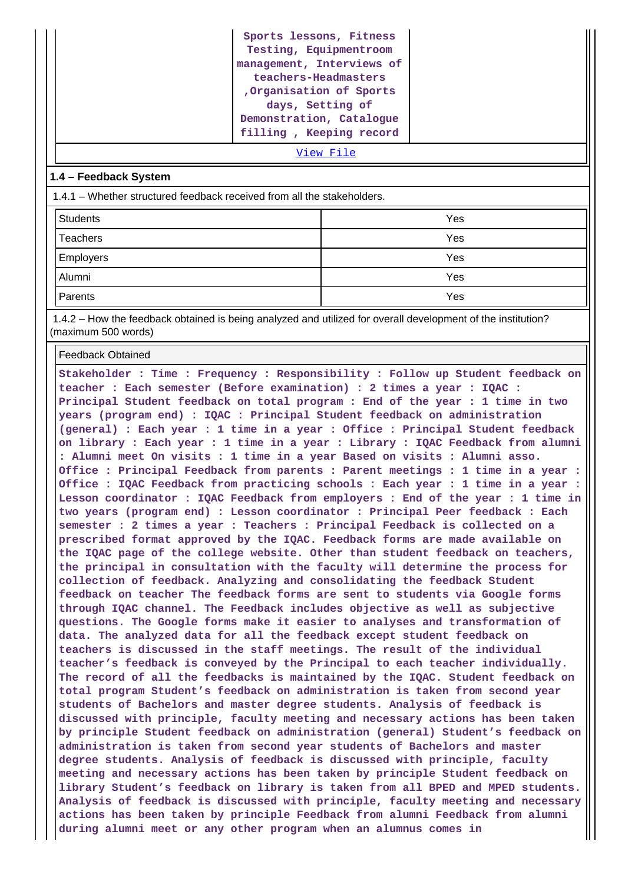| | Sports lessons, Fitness Testing, Equipmentroom management, Interviews of teachers-Headmasters ,Organisation of Sports days, Setting of Demonstration, Catalogue filling , Keeping record | |
|---|---|---|

View File

**1.4 – Feedback System**

1.4.1 – Whether structured feedback received from all the stakeholders.

| | |
|---|---|
| Students | Yes |
| Teachers | Yes |
| Employers | Yes |
| Alumni | Yes |
| Parents | Yes |

1.4.2 – How the feedback obtained is being analyzed and utilized for overall development of the institution? (maximum 500 words)

Feedback Obtained

Stakeholder : Time : Frequency : Responsibility : Follow up Student feedback on teacher : Each semester (Before examination) : 2 times a year : IQAC : Principal Student feedback on total program : End of the year : 1 time in two years (program end) : IQAC : Principal Student feedback on administration (general) : Each year : 1 time in a year : Office : Principal Student feedback on library : Each year : 1 time in a year : Library : IQAC Feedback from alumni : Alumni meet On visits : 1 time in a year Based on visits : Alumni asso. Office : Principal Feedback from parents : Parent meetings : 1 time in a year : Office : IQAC Feedback from practicing schools : Each year : 1 time in a year : Lesson coordinator : IQAC Feedback from employers : End of the year : 1 time in two years (program end) : Lesson coordinator : Principal Peer feedback : Each semester : 2 times a year : Teachers : Principal Feedback is collected on a prescribed format approved by the IQAC. Feedback forms are made available on the IQAC page of the college website. Other than student feedback on teachers, the principal in consultation with the faculty will determine the process for collection of feedback. Analyzing and consolidating the feedback Student feedback on teacher The feedback forms are sent to students via Google forms through IQAC channel. The Feedback includes objective as well as subjective questions. The Google forms make it easier to analyses and transformation of data. The analyzed data for all the feedback except student feedback on teachers is discussed in the staff meetings. The result of the individual teacher's feedback is conveyed by the Principal to each teacher individually. The record of all the feedbacks is maintained by the IQAC. Student feedback on total program Student's feedback on administration is taken from second year students of Bachelors and master degree students. Analysis of feedback is discussed with principle, faculty meeting and necessary actions has been taken by principle Student feedback on administration (general) Student's feedback on administration is taken from second year students of Bachelors and master degree students. Analysis of feedback is discussed with principle, faculty meeting and necessary actions has been taken by principle Student feedback on library Student's feedback on library is taken from all BPED and MPED students. Analysis of feedback is discussed with principle, faculty meeting and necessary actions has been taken by principle Feedback from alumni Feedback from alumni during alumni meet or any other program when an alumnus comes in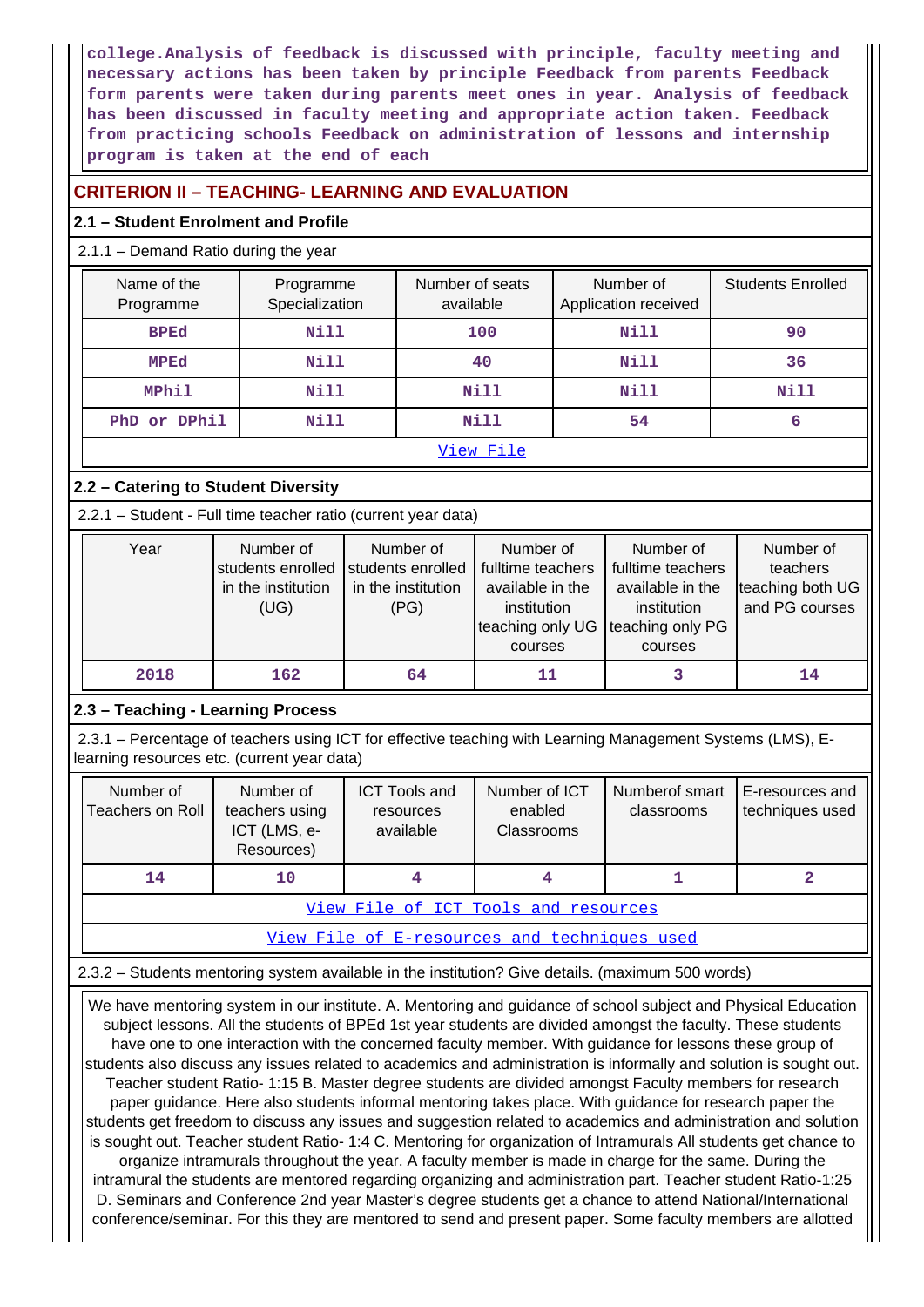college.Analysis of feedback is discussed with principle, faculty meeting and necessary actions has been taken by principle Feedback from parents Feedback form parents were taken during parents meet ones in year. Analysis of feedback has been discussed in faculty meeting and appropriate action taken. Feedback from practicing schools Feedback on administration of lessons and internship program is taken at the end of each

## CRITERION II – TEACHING- LEARNING AND EVALUATION

### 2.1 – Student Enrolment and Profile

2.1.1 – Demand Ratio during the year

| Name of the Programme | Programme Specialization | Number of seats available | Number of Application received | Students Enrolled |
|---|---|---|---|---|
| BPEd | Nill | 100 | Nill | 90 |
| MPEd | Nill | 40 | Nill | 36 |
| MPhil | Nill | Nill | Nill | Nill |
| PhD or DPhil | Nill | Nill | 54 | 6 |
| View File | | | | |

### 2.2 – Catering to Student Diversity

2.2.1 – Student - Full time teacher ratio (current year data)

| Year | Number of students enrolled in the institution (UG) | Number of students enrolled in the institution (PG) | Number of fulltime teachers available in the institution teaching only UG courses | Number of fulltime teachers available in the institution teaching only PG courses | Number of teachers teaching both UG and PG courses |
|---|---|---|---|---|---|
| 2018 | 162 | 64 | 11 | 3 | 14 |

### 2.3 – Teaching - Learning Process

2.3.1 – Percentage of teachers using ICT for effective teaching with Learning Management Systems (LMS), E-learning resources etc. (current year data)

| Number of Teachers on Roll | Number of teachers using ICT (LMS, e-Resources) | ICT Tools and resources available | Number of ICT enabled Classrooms | Numberof smart classrooms | E-resources and techniques used |
|---|---|---|---|---|---|
| 14 | 10 | 4 | 4 | 1 | 2 |
| View File of ICT Tools and resources | | | | | |
| View File of E-resources and techniques used | | | | | |

2.3.2 – Students mentoring system available in the institution? Give details. (maximum 500 words)

We have mentoring system in our institute. A. Mentoring and guidance of school subject and Physical Education subject lessons. All the students of BPEd 1st year students are divided amongst the faculty. These students have one to one interaction with the concerned faculty member. With guidance for lessons these group of students also discuss any issues related to academics and administration is informally and solution is sought out. Teacher student Ratio- 1:15 B. Master degree students are divided amongst Faculty members for research paper guidance. Here also students informal mentoring takes place. With guidance for research paper the students get freedom to discuss any issues and suggestion related to academics and administration and solution is sought out. Teacher student Ratio- 1:4 C. Mentoring for organization of Intramurals All students get chance to organize intramurals throughout the year. A faculty member is made in charge for the same. During the intramural the students are mentored regarding organizing and administration part. Teacher student Ratio-1:25 D. Seminars and Conference 2nd year Master's degree students get a chance to attend National/International conference/seminar. For this they are mentored to send and present paper. Some faculty members are allotted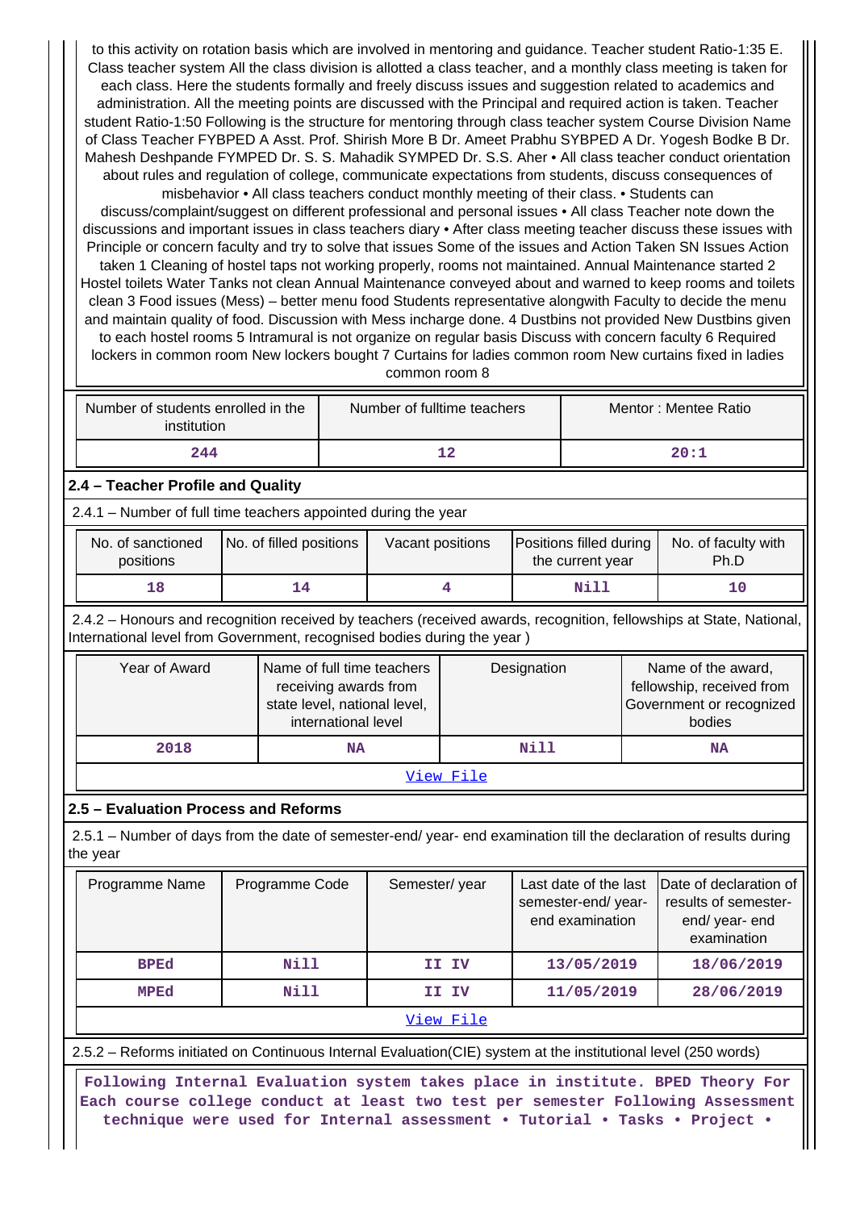to this activity on rotation basis which are involved in mentoring and guidance. Teacher student Ratio-1:35 E. Class teacher system All the class division is allotted a class teacher, and a monthly class meeting is taken for each class. Here the students formally and freely discuss issues and suggestion related to academics and administration. All the meeting points are discussed with the Principal and required action is taken. Teacher student Ratio-1:50 Following is the structure for mentoring through class teacher system Course Division Name of Class Teacher FYBPED A Asst. Prof. Shirish More B Dr. Ameet Prabhu SYBPED A Dr. Yogesh Bodke B Dr. Mahesh Deshpande FYMPED Dr. S. S. Mahadik SYMPED Dr. S.S. Aher • All class teacher conduct orientation about rules and regulation of college, communicate expectations from students, discuss consequences of misbehavior • All class teachers conduct monthly meeting of their class. • Students can discuss/complaint/suggest on different professional and personal issues • All class Teacher note down the discussions and important issues in class teachers diary • After class meeting teacher discuss these issues with Principle or concern faculty and try to solve that issues Some of the issues and Action Taken SN Issues Action taken 1 Cleaning of hostel taps not working properly, rooms not maintained. Annual Maintenance started 2 Hostel toilets Water Tanks not clean Annual Maintenance conveyed about and warned to keep rooms and toilets clean 3 Food issues (Mess) – better menu food Students representative alongwith Faculty to decide the menu and maintain quality of food. Discussion with Mess incharge done. 4 Dustbins not provided New Dustbins given to each hostel rooms 5 Intramural is not organize on regular basis Discuss with concern faculty 6 Required lockers in common room New lockers bought 7 Curtains for ladies common room New curtains fixed in ladies common room 8

| Number of students enrolled in the institution | Number of fulltime teachers | Mentor : Mentee Ratio |
|---|---|---|
| 244 | 12 | 20:1 |

## 2.4 – Teacher Profile and Quality

2.4.1 – Number of full time teachers appointed during the year

| No. of sanctioned positions | No. of filled positions | Vacant positions | Positions filled during the current year | No. of faculty with Ph.D |
|---|---|---|---|---|
| 18 | 14 | 4 | Nill | 10 |

2.4.2 – Honours and recognition received by teachers (received awards, recognition, fellowships at State, National, International level from Government, recognised bodies during the year )

| Year of Award | Name of full time teachers receiving awards from state level, national level, international level | Designation | Name of the award, fellowship, received from Government or recognized bodies |
|---|---|---|---|
| 2018 | NA | Nill | NA |
| View File | | | |

## 2.5 – Evaluation Process and Reforms

2.5.1 – Number of days from the date of semester-end/ year- end examination till the declaration of results during the year

| Programme Name | Programme Code | Semester/ year | Last date of the last semester-end/ year- end examination | Date of declaration of results of semester- end/ year- end examination |
|---|---|---|---|---|
| BPEd | Nill | II IV | 13/05/2019 | 18/06/2019 |
| MPEd | Nill | II IV | 11/05/2019 | 28/06/2019 |
| View File | | | | |

2.5.2 – Reforms initiated on Continuous Internal Evaluation(CIE) system at the institutional level (250 words)

**Following Internal Evaluation system takes place in institute. BPED Theory For Each course college conduct at least two test per semester Following Assessment technique were used for Internal assessment • Tutorial • Tasks • Project •**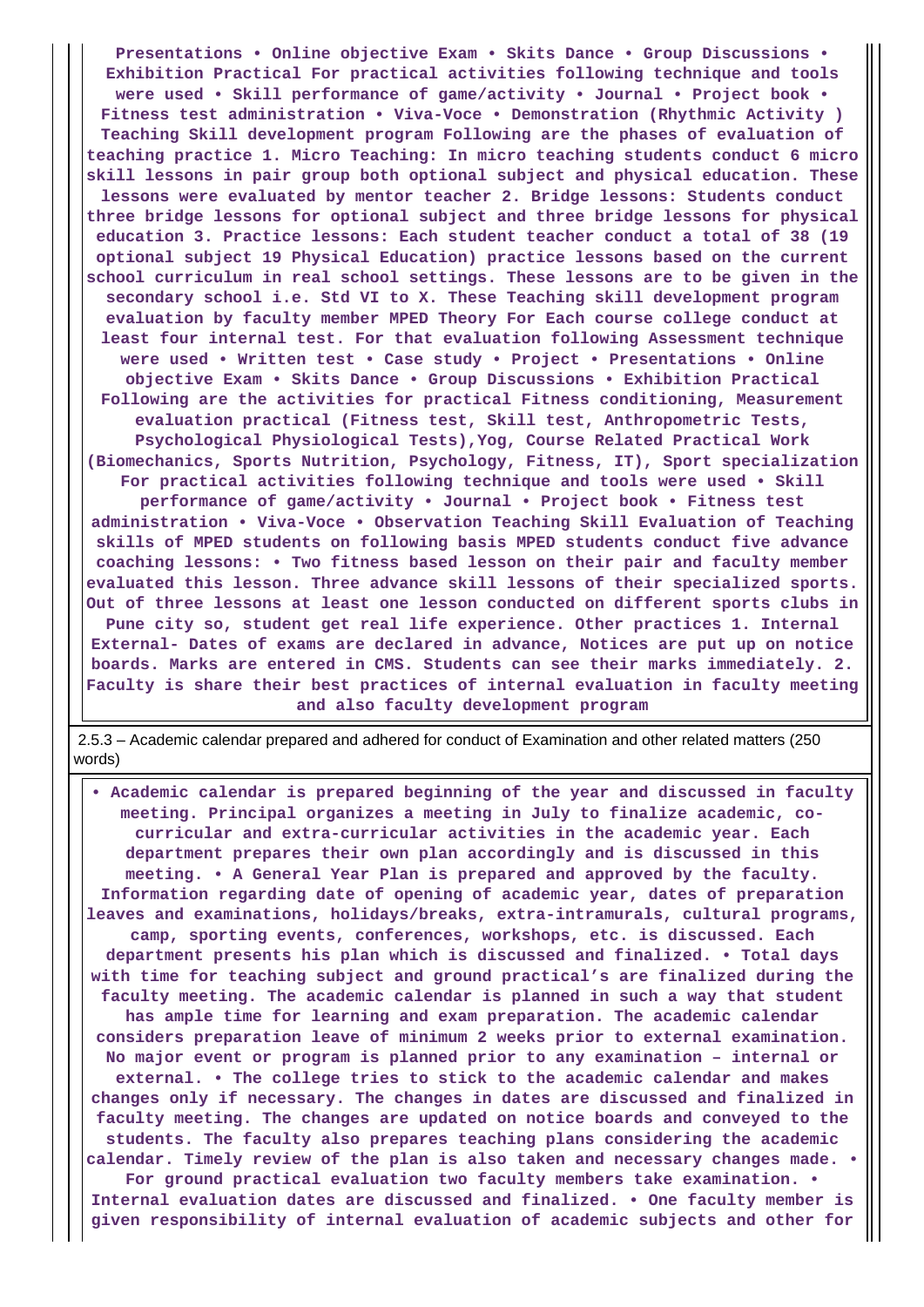**Presentations • Online objective Exam • Skits Dance • Group Discussions • Exhibition Practical For practical activities following technique and tools were used • Skill performance of game/activity • Journal • Project book • Fitness test administration • Viva-Voce • Demonstration (Rhythmic Activity ) Teaching Skill development program Following are the phases of evaluation of teaching practice 1. Micro Teaching: In micro teaching students conduct 6 micro skill lessons in pair group both optional subject and physical education. These lessons were evaluated by mentor teacher 2. Bridge lessons: Students conduct three bridge lessons for optional subject and three bridge lessons for physical education 3. Practice lessons: Each student teacher conduct a total of 38 (19 optional subject 19 Physical Education) practice lessons based on the current school curriculum in real school settings. These lessons are to be given in the secondary school i.e. Std VI to X. These Teaching skill development program evaluation by faculty member MPED Theory For Each course college conduct at least four internal test. For that evaluation following Assessment technique were used • Written test • Case study • Project • Presentations • Online objective Exam • Skits Dance • Group Discussions • Exhibition Practical Following are the activities for practical Fitness conditioning, Measurement evaluation practical (Fitness test, Skill test, Anthropometric Tests, Psychological Physiological Tests),Yog, Course Related Practical Work (Biomechanics, Sports Nutrition, Psychology, Fitness, IT), Sport specialization For practical activities following technique and tools were used • Skill performance of game/activity • Journal • Project book • Fitness test administration • Viva-Voce • Observation Teaching Skill Evaluation of Teaching skills of MPED students on following basis MPED students conduct five advance coaching lessons: • Two fitness based lesson on their pair and faculty member evaluated this lesson. Three advance skill lessons of their specialized sports. Out of three lessons at least one lesson conducted on different sports clubs in Pune city so, student get real life experience. Other practices 1. Internal External- Dates of exams are declared in advance, Notices are put up on notice boards. Marks are entered in CMS. Students can see their marks immediately. 2. Faculty is share their best practices of internal evaluation in faculty meeting and also faculty development program**

2.5.3 – Academic calendar prepared and adhered for conduct of Examination and other related matters (250 words)

**• Academic calendar is prepared beginning of the year and discussed in faculty meeting. Principal organizes a meeting in July to finalize academic, co-curricular and extra-curricular activities in the academic year. Each department prepares their own plan accordingly and is discussed in this meeting. • A General Year Plan is prepared and approved by the faculty. Information regarding date of opening of academic year, dates of preparation leaves and examinations, holidays/breaks, extra-intramurals, cultural programs, camp, sporting events, conferences, workshops, etc. is discussed. Each department presents his plan which is discussed and finalized. • Total days with time for teaching subject and ground practical's are finalized during the faculty meeting. The academic calendar is planned in such a way that student has ample time for learning and exam preparation. The academic calendar considers preparation leave of minimum 2 weeks prior to external examination. No major event or program is planned prior to any examination – internal or external. • The college tries to stick to the academic calendar and makes changes only if necessary. The changes in dates are discussed and finalized in faculty meeting. The changes are updated on notice boards and conveyed to the students. The faculty also prepares teaching plans considering the academic calendar. Timely review of the plan is also taken and necessary changes made. • For ground practical evaluation two faculty members take examination. • Internal evaluation dates are discussed and finalized. • One faculty member is given responsibility of internal evaluation of academic subjects and other for**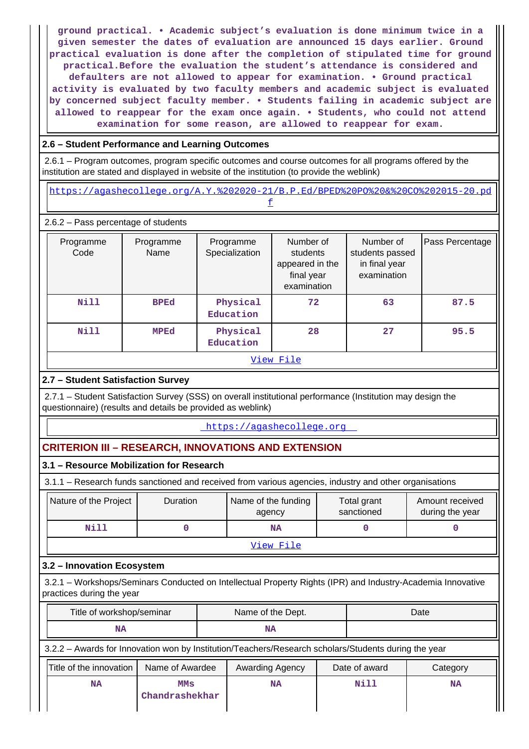ground practical. • Academic subject's evaluation is done minimum twice in a given semester the dates of evaluation are announced 15 days earlier. Ground practical evaluation is done after the completion of stipulated time for ground practical.Before the evaluation the student's attendance is considered and defaulters are not allowed to appear for examination. • Ground practical activity is evaluated by two faculty members and academic subject is evaluated by concerned subject faculty member. • Students failing in academic subject are allowed to reappear for the exam once again. • Students, who could not attend examination for some reason, are allowed to reappear for exam.

### 2.6 – Student Performance and Learning Outcomes

2.6.1 – Program outcomes, program specific outcomes and course outcomes for all programs offered by the institution are stated and displayed in website of the institution (to provide the weblink)

https://agashecollege.org/A.Y.%202020-21/B.P.Ed/BPED%20PO%20&%20CO%202015-20.pdf

2.6.2 – Pass percentage of students

| Programme Code | Programme Name | Programme Specialization | Number of students appeared in the final year examination | Number of students passed in final year examination | Pass Percentage |
|---|---|---|---|---|---|
| Nill | BPEd | Physical Education | 72 | 63 | 87.5 |
| Nill | MPEd | Physical Education | 28 | 27 | 95.5 |

View File

### 2.7 – Student Satisfaction Survey

2.7.1 – Student Satisfaction Survey (SSS) on overall institutional performance (Institution may design the questionnaire) (results and details be provided as weblink)

https://agashecollege.org

## CRITERION III – RESEARCH, INNOVATIONS AND EXTENSION

### 3.1 – Resource Mobilization for Research

3.1.1 – Research funds sanctioned and received from various agencies, industry and other organisations

| Nature of the Project | Duration | Name of the funding agency | Total grant sanctioned | Amount received during the year |
|---|---|---|---|---|
| Nill | 0 | NA | 0 | 0 |

View File

### 3.2 – Innovation Ecosystem

3.2.1 – Workshops/Seminars Conducted on Intellectual Property Rights (IPR) and Industry-Academia Innovative practices during the year

| Title of workshop/seminar | Name of the Dept. | Date |
|---|---|---|
| NA | NA | |

3.2.2 – Awards for Innovation won by Institution/Teachers/Research scholars/Students during the year

| Title of the innovation | Name of Awardee | Awarding Agency | Date of award | Category |
|---|---|---|---|---|
| NA | MMs Chandrashekhar | NA | Nill | NA |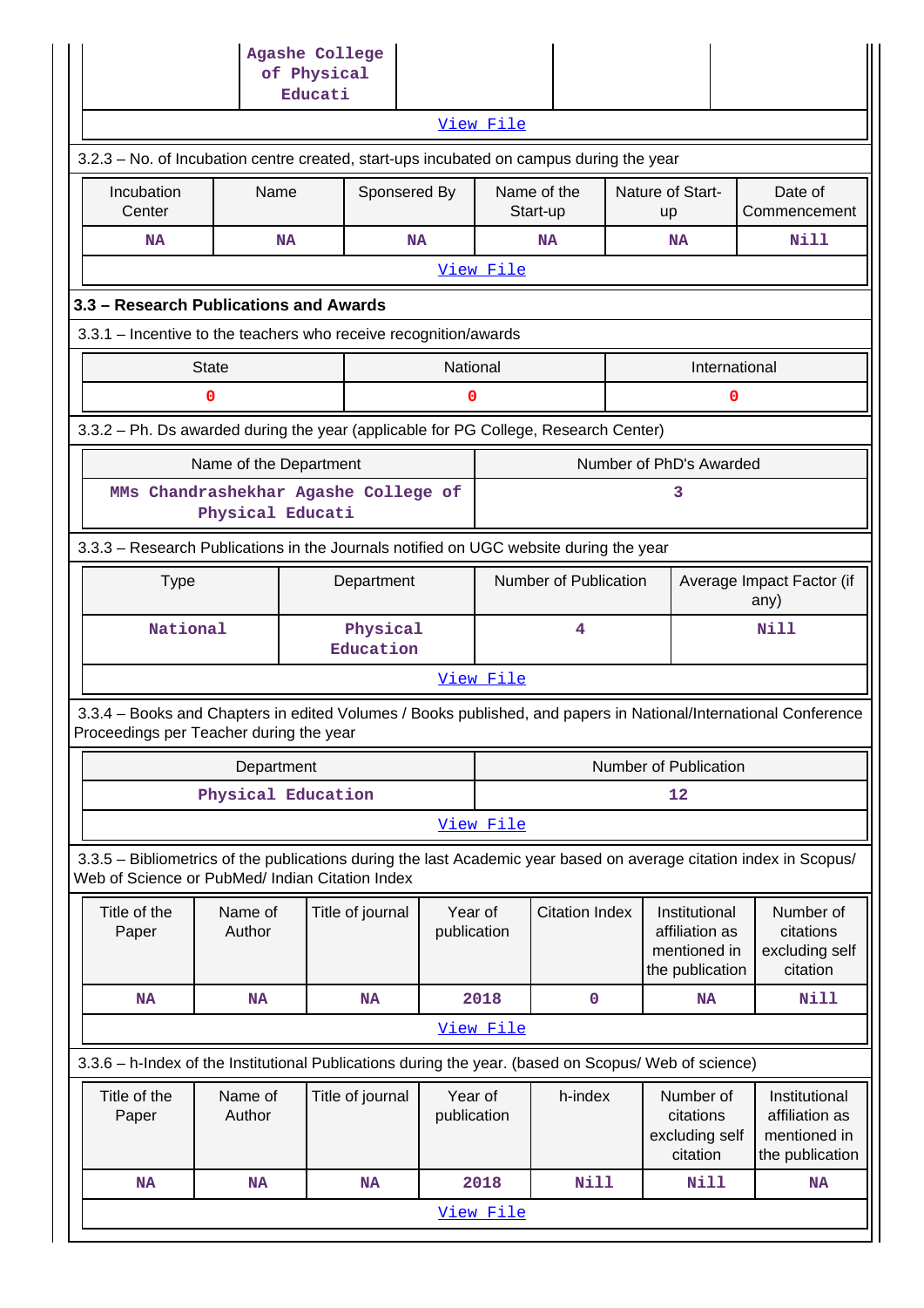| | Agashe College of Physical Educati | | | |
|---|---|---|---|---|

View File

3.2.3 – No. of Incubation centre created, start-ups incubated on campus during the year

| Incubation Center | Name | Sponsered By | Name of the Start-up | Nature of Start-up | Date of Commencement |
|---|---|---|---|---|---|
| NA | NA | NA | NA | NA | Nill |

View File

### 3.3 – Research Publications and Awards

3.3.1 – Incentive to the teachers who receive recognition/awards

| State | National | International |
|---|---|---|
| 0 | 0 | 0 |

3.3.2 – Ph. Ds awarded during the year (applicable for PG College, Research Center)

| Name of the Department | Number of PhD's Awarded |
|---|---|
| MMs Chandrashekhar Agashe College of Physical Educati | 3 |

3.3.3 – Research Publications in the Journals notified on UGC website during the year

| Type | Department | Number of Publication | Average Impact Factor (if any) |
|---|---|---|---|
| National | Physical Education | 4 | Nill |

View File

3.3.4 – Books and Chapters in edited Volumes / Books published, and papers in National/International Conference Proceedings per Teacher during the year

| Department | Number of Publication |
|---|---|
| Physical Education | 12 |

View File

3.3.5 – Bibliometrics of the publications during the last Academic year based on average citation index in Scopus/ Web of Science or PubMed/ Indian Citation Index

| Title of the Paper | Name of Author | Title of journal | Year of publication | Citation Index | Institutional affiliation as mentioned in the publication | Number of citations excluding self citation |
|---|---|---|---|---|---|---|
| NA | NA | NA | 2018 | 0 | NA | Nill |

View File

3.3.6 – h-Index of the Institutional Publications during the year. (based on Scopus/ Web of science)

| Title of the Paper | Name of Author | Title of journal | Year of publication | h-index | Number of citations excluding self citation | Institutional affiliation as mentioned in the publication |
|---|---|---|---|---|---|---|
| NA | NA | NA | 2018 | Nill | Nill | NA |

View File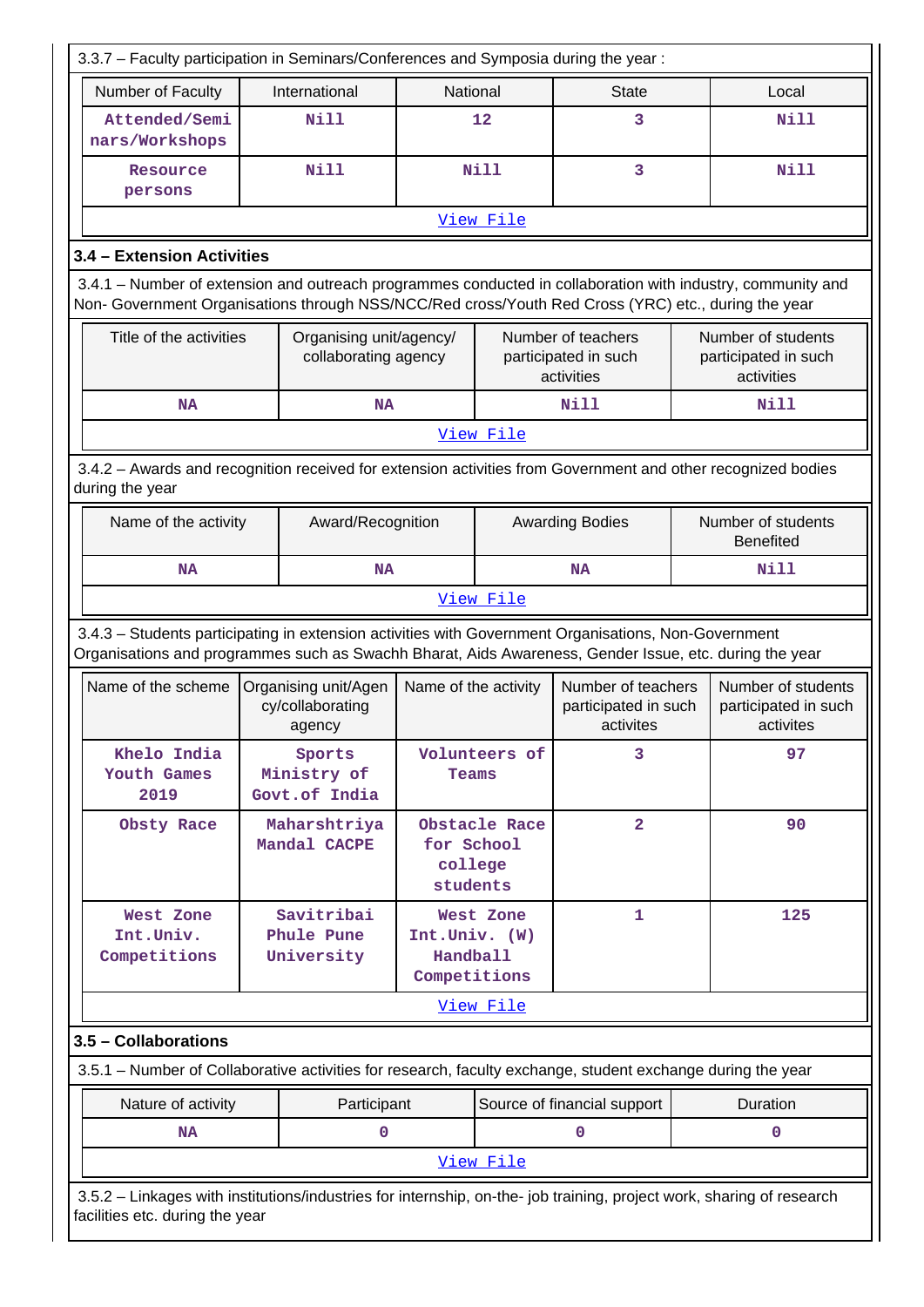3.3.7 – Faculty participation in Seminars/Conferences and Symposia during the year :

| Number of Faculty | International | National | State | Local |
|---|---|---|---|---|
| Attended/Seminars/Workshops | Nill | 12 | 3 | Nill |
| Resource persons | Nill | Nill | 3 | Nill |

View File

### 3.4 – Extension Activities

3.4.1 – Number of extension and outreach programmes conducted in collaboration with industry, community and Non- Government Organisations through NSS/NCC/Red cross/Youth Red Cross (YRC) etc., during the year

| Title of the activities | Organising unit/agency/ collaborating agency | Number of teachers participated in such activities | Number of students participated in such activities |
|---|---|---|---|
| NA | NA | Nill | Nill |

View File

3.4.2 – Awards and recognition received for extension activities from Government and other recognized bodies during the year

| Name of the activity | Award/Recognition | Awarding Bodies | Number of students Benefited |
|---|---|---|---|
| NA | NA | NA | Nill |

View File

3.4.3 – Students participating in extension activities with Government Organisations, Non-Government Organisations and programmes such as Swachh Bharat, Aids Awareness, Gender Issue, etc. during the year

| Name of the scheme | Organising unit/Agency/collaborating agency | Name of the activity | Number of teachers participated in such activites | Number of students participated in such activites |
|---|---|---|---|---|
| Khelo India Youth Games 2019 | Sports Ministry of Govt.of India | Volunteers of Teams | 3 | 97 |
| Obsty Race | Maharshtriya Mandal CACPE | Obstacle Race for School college students | 2 | 90 |
| West Zone Int.Univ. Competitions | Savitribai Phule Pune University | West Zone Int.Univ. (W) Handball Competitions | 1 | 125 |

View File

### 3.5 – Collaborations

3.5.1 – Number of Collaborative activities for research, faculty exchange, student exchange during the year

| Nature of activity | Participant | Source of financial support | Duration |
|---|---|---|---|
| NA | 0 | 0 | 0 |

View File

3.5.2 – Linkages with institutions/industries for internship, on-the- job training, project work, sharing of research facilities etc. during the year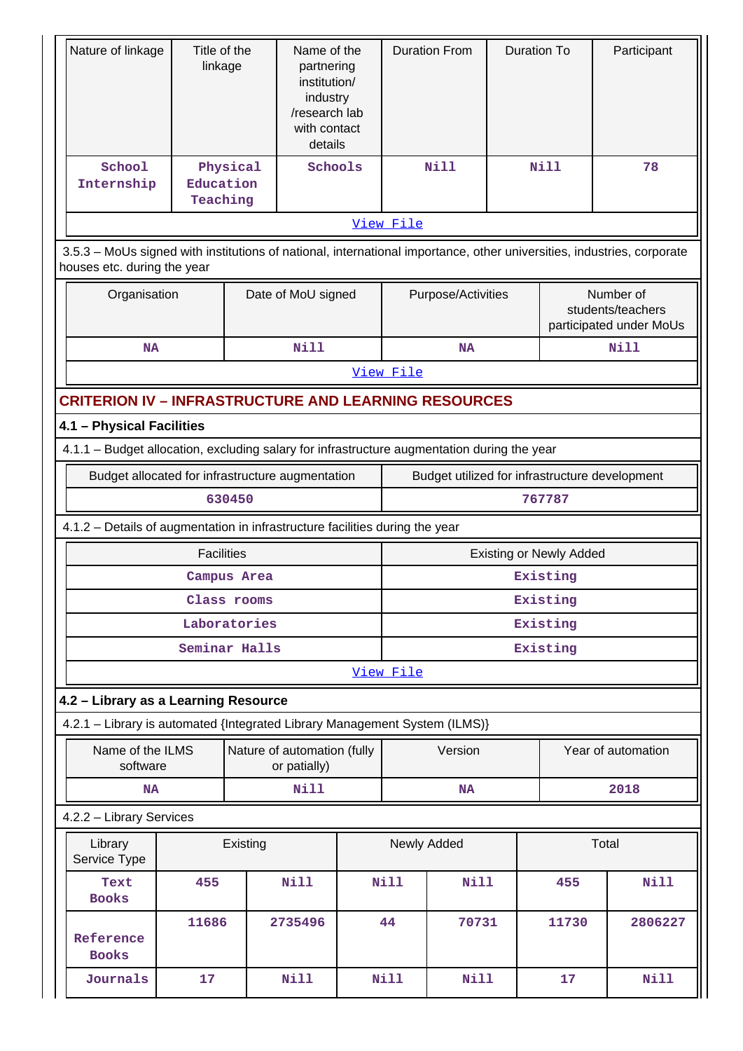| Nature of linkage | Title of the linkage | Name of the partnering institution/ industry /research lab with contact details | Duration From | Duration To | Participant |
|---|---|---|---|---|---|
| School Internship | Physical Education Teaching | Schools | Nill | Nill | 78 |
| View File | | | | | |

3.5.3 – MoUs signed with institutions of national, international importance, other universities, industries, corporate houses etc. during the year

| Organisation | Date of MoU signed | Purpose/Activities | Number of students/teachers participated under MoUs |
|---|---|---|---|
| NA | Nill | NA | Nill |
| View File | | | |

## CRITERION IV – INFRASTRUCTURE AND LEARNING RESOURCES

### 4.1 – Physical Facilities

4.1.1 – Budget allocation, excluding salary for infrastructure augmentation during the year

| Budget allocated for infrastructure augmentation | Budget utilized for infrastructure development |
|---|---|
| 630450 | 767787 |

4.1.2 – Details of augmentation in infrastructure facilities during the year

| Facilities | Existing or Newly Added |
|---|---|
| Campus Area | Existing |
| Class rooms | Existing |
| Laboratories | Existing |
| Seminar Halls | Existing |
| View File | |

### 4.2 – Library as a Learning Resource

4.2.1 – Library is automated {Integrated Library Management System (ILMS)}

| Name of the ILMS software | Nature of automation (fully or patially) | Version | Year of automation |
|---|---|---|---|
| NA | Nill | NA | 2018 |

4.2.2 – Library Services

| Library Service Type | Existing | | Newly Added | | Total | |
|---|---|---|---|---|---|---|
| Text Books | 455 | Nill | Nill | Nill | 455 | Nill |
| Reference Books | 11686 | 2735496 | 44 | 70731 | 11730 | 2806227 |
| Journals | 17 | Nill | Nill | Nill | 17 | Nill |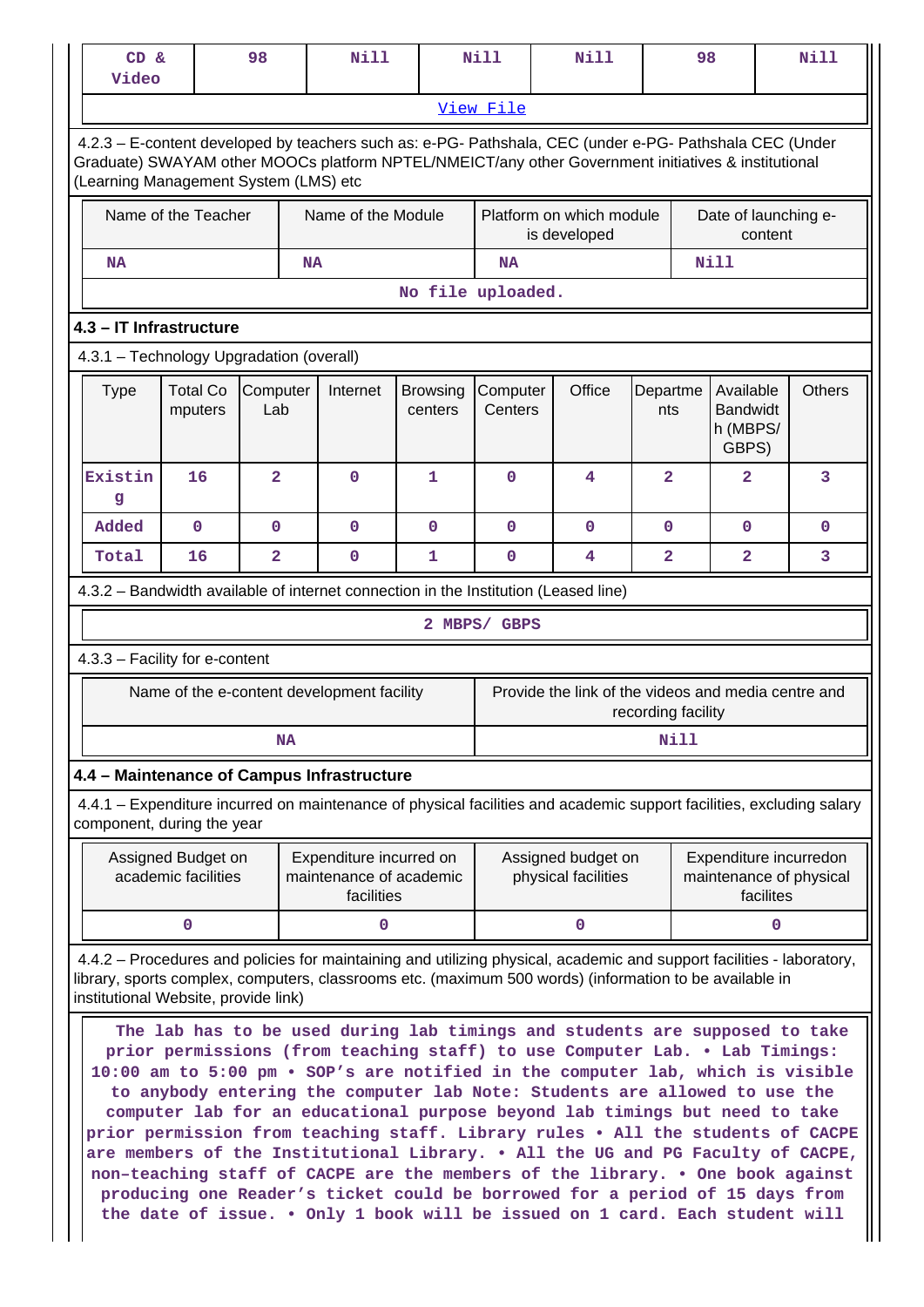| CD & Video | 98 | Nill | Nill | Nill | 98 | Nill |
|---|---|---|---|---|---|---|
| [View File](#) | | | | | | |

4.2.3 – E-content developed by teachers such as: e-PG- Pathshala, CEC (under e-PG- Pathshala CEC (Under Graduate) SWAYAM other MOOCs platform NPTEL/NMEICT/any other Government initiatives & institutional (Learning Management System (LMS) etc

| Name of the Teacher | Name of the Module | Platform on which module is developed | Date of launching e-content |
|---|---|---|---|
| NA | NA | NA | Nill |
| No file uploaded. | | | |

### 4.3 – IT Infrastructure

4.3.1 – Technology Upgradation (overall)

| Type | Total Computers | Computer Lab | Internet | Browsing centers | Computer Centers | Office | Departments | Available Bandwidth (MBPS/ GBPS) | Others |
|---|---|---|---|---|---|---|---|---|---|
| Existing | 16 | 2 | 0 | 1 | 0 | 4 | 2 | 2 | 3 |
| Added | 0 | 0 | 0 | 0 | 0 | 0 | 0 | 0 | 0 |
| Total | 16 | 2 | 0 | 1 | 0 | 4 | 2 | 2 | 3 |

4.3.2 – Bandwidth available of internet connection in the Institution (Leased line)

2 MBPS/ GBPS

4.3.3 – Facility for e-content

| Name of the e-content development facility | Provide the link of the videos and media centre and recording facility |
|---|---|
| NA | Nill |

### 4.4 – Maintenance of Campus Infrastructure

4.4.1 – Expenditure incurred on maintenance of physical facilities and academic support facilities, excluding salary component, during the year

| Assigned Budget on academic facilities | Expenditure incurred on maintenance of academic facilities | Assigned budget on physical facilities | Expenditure incurredon maintenance of physical facilites |
|---|---|---|---|
| 0 | 0 | 0 | 0 |

4.4.2 – Procedures and policies for maintaining and utilizing physical, academic and support facilities - laboratory, library, sports complex, computers, classrooms etc. (maximum 500 words) (information to be available in institutional Website, provide link)

The lab has to be used during lab timings and students are supposed to take prior permissions (from teaching staff) to use Computer Lab. • Lab Timings: 10:00 am to 5:00 pm • SOP's are notified in the computer lab, which is visible to anybody entering the computer lab Note: Students are allowed to use the computer lab for an educational purpose beyond lab timings but need to take prior permission from teaching staff. Library rules • All the students of CACPE are members of the Institutional Library. • All the UG and PG Faculty of CACPE, non-teaching staff of CACPE are the members of the library. • One book against producing one Reader's ticket could be borrowed for a period of 15 days from the date of issue. • Only 1 book will be issued on 1 card. Each student will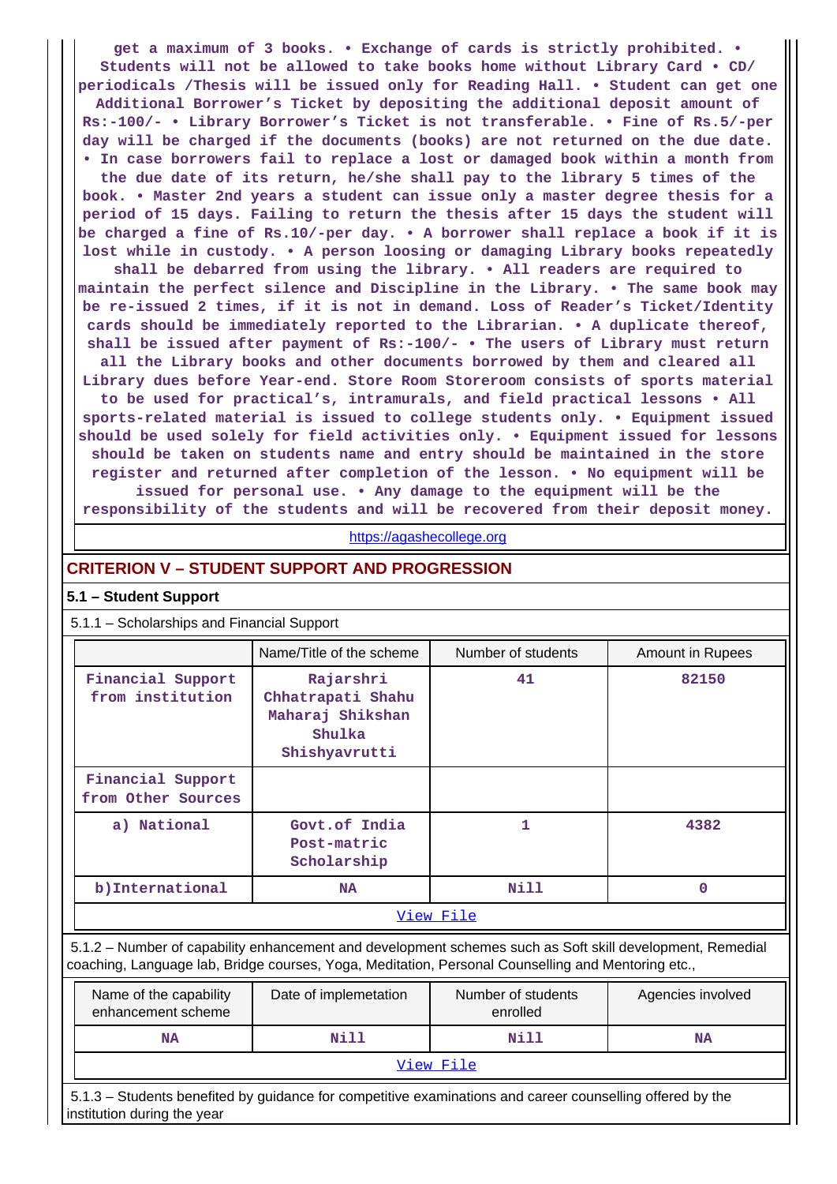get a maximum of 3 books. • Exchange of cards is strictly prohibited. • Students will not be allowed to take books home without Library Card • CD/ periodicals /Thesis will be issued only for Reading Hall. • Student can get one Additional Borrower's Ticket by depositing the additional deposit amount of Rs:-100/- • Library Borrower's Ticket is not transferable. • Fine of Rs.5/-per day will be charged if the documents (books) are not returned on the due date. • In case borrowers fail to replace a lost or damaged book within a month from the due date of its return, he/she shall pay to the library 5 times of the book. • Master 2nd years a student can issue only a master degree thesis for a period of 15 days. Failing to return the thesis after 15 days the student will be charged a fine of Rs.10/-per day. • A borrower shall replace a book if it is lost while in custody. • A person loosing or damaging Library books repeatedly shall be debarred from using the library. • All readers are required to maintain the perfect silence and Discipline in the Library. • The same book may be re-issued 2 times, if it is not in demand. Loss of Reader's Ticket/Identity cards should be immediately reported to the Librarian. • A duplicate thereof, shall be issued after payment of Rs:-100/- • The users of Library must return all the Library books and other documents borrowed by them and cleared all Library dues before Year-end. Store Room Storeroom consists of sports material to be used for practical's, intramurals, and field practical lessons • All sports-related material is issued to college students only. • Equipment issued should be used solely for field activities only. • Equipment issued for lessons should be taken on students name and entry should be maintained in the store register and returned after completion of the lesson. • No equipment will be issued for personal use. • Any damage to the equipment will be the responsibility of the students and will be recovered from their deposit money.

https://agashecollege.org

## CRITERION V – STUDENT SUPPORT AND PROGRESSION

### 5.1 – Student Support

5.1.1 – Scholarships and Financial Support

| | Name/Title of the scheme | Number of students | Amount in Rupees |
|---|---|---|---|
| Financial Support from institution | Rajarshri Chhatrapati Shahu Maharaj Shikshan Shulka Shishyavrutti | 41 | 82150 |
| Financial Support from Other Sources | | | |
| a) National | Govt.of India Post-matric Scholarship | 1 | 4382 |
| b)International | NA | Nill | 0 |

View File

5.1.2 – Number of capability enhancement and development schemes such as Soft skill development, Remedial coaching, Language lab, Bridge courses, Yoga, Meditation, Personal Counselling and Mentoring etc.,

| Name of the capability enhancement scheme | Date of implemetation | Number of students enrolled | Agencies involved |
|---|---|---|---|
| NA | Nill | Nill | NA |

View File

5.1.3 – Students benefited by guidance for competitive examinations and career counselling offered by the institution during the year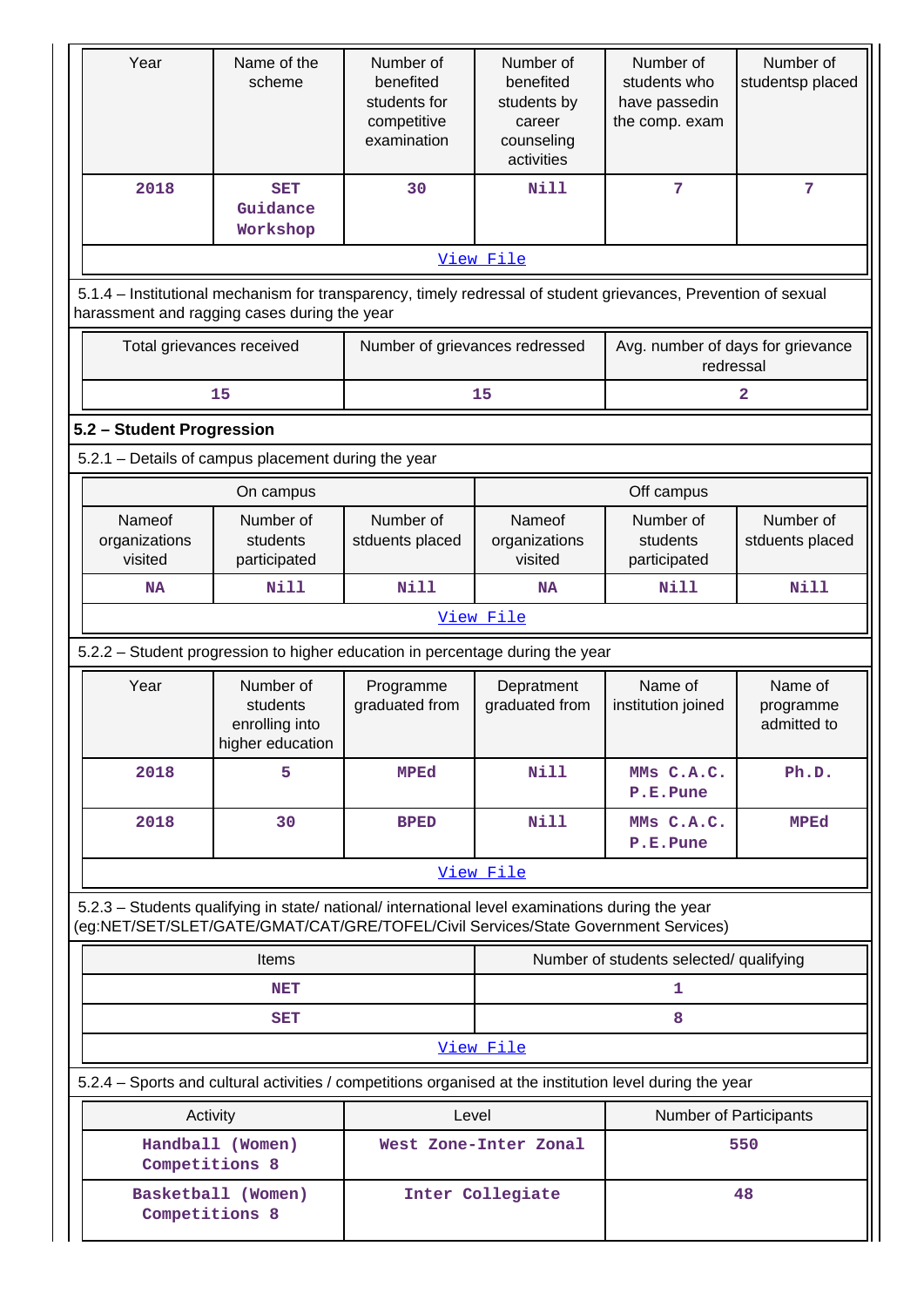| Year | Name of the scheme | Number of benefited students for competitive examination | Number of benefited students by career counseling activities | Number of students who have passedin the comp. exam | Number of studentsp placed |
|---|---|---|---|---|---|
| 2018 | SET Guidance Workshop | 30 | Nill | 7 | 7 |
| View File | | | | | |

5.1.4 – Institutional mechanism for transparency, timely redressal of student grievances, Prevention of sexual harassment and ragging cases during the year

| Total grievances received | Number of grievances redressed | Avg. number of days for grievance redressal |
|---|---|---|
| 15 | 15 | 2 |

## 5.2 – Student Progression

5.2.1 – Details of campus placement during the year

| On campus | | | Off campus | | |
|---|---|---|---|---|---|
| Nameof organizations visited | Number of students participated | Number of stduents placed | Nameof organizations visited | Number of students participated | Number of stduents placed |
| NA | Nill | Nill | NA | Nill | Nill |
| View File | | | | | |

5.2.2 – Student progression to higher education in percentage during the year

| Year | Number of students enrolling into higher education | Programme graduated from | Depratment graduated from | Name of institution joined | Name of programme admitted to |
|---|---|---|---|---|---|
| 2018 | 5 | MPEd | Nill | MMs C.A.C. P.E.Pune | Ph.D. |
| 2018 | 30 | BPED | Nill | MMs C.A.C. P.E.Pune | MPEd |
| View File | | | | | |

5.2.3 – Students qualifying in state/ national/ international level examinations during the year (eg:NET/SET/SLET/GATE/GMAT/CAT/GRE/TOFEL/Civil Services/State Government Services)

| Items | Number of students selected/ qualifying |
|---|---|
| NET | 1 |
| SET | 8 |
| View File | |

5.2.4 – Sports and cultural activities / competitions organised at the institution level during the year

| Activity | Level | Number of Participants |
|---|---|---|
| Handball (Women) Competitions 8 | West Zone-Inter Zonal | 550 |
| Basketball (Women) Competitions 8 | Inter Collegiate | 48 |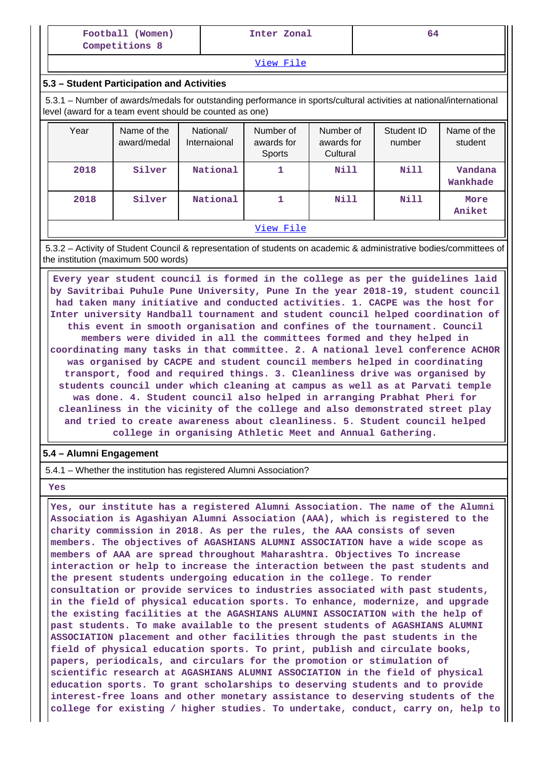| Football (Women) Competitions 8 | Inter Zonal | 64 |
|---|---|---|

[View File](#)

### 5.3 – Student Participation and Activities

5.3.1 – Number of awards/medals for outstanding performance in sports/cultural activities at national/international level (award for a team event should be counted as one)

| Year | Name of the award/medal | National/ Internaional | Number of awards for Sports | Number of awards for Cultural | Student ID number | Name of the student |
|---|---|---|---|---|---|---|
| 2018 | Silver | National | 1 | Nill | Nill | Vandana Wankhade |
| 2018 | Silver | National | 1 | Nill | Nill | More Aniket |

[View File](#)

5.3.2 – Activity of Student Council & representation of students on academic & administrative bodies/committees of the institution (maximum 500 words)

Every year student council is formed in the college as per the guidelines laid by Savitribai Puhule Pune University, Pune In the year 2018-19, student council had taken many initiative and conducted activities. 1. CACPE was the host for Inter university Handball tournament and student council helped coordination of this event in smooth organisation and confines of the tournament. Council members were divided in all the committees formed and they helped in coordinating many tasks in that committee. 2. A national level conference ACHOR was organised by CACPE and student council members helped in coordinating transport, food and required things. 3. Cleanliness drive was organised by students council under which cleaning at campus as well as at Parvati temple was done. 4. Student council also helped in arranging Prabhat Pheri for cleanliness in the vicinity of the college and also demonstrated street play and tried to create awareness about cleanliness. 5. Student council helped college in organising Athletic Meet and Annual Gathering.

### 5.4 – Alumni Engagement

5.4.1 – Whether the institution has registered Alumni Association?

Yes

Yes, our institute has a registered Alumni Association. The name of the Alumni Association is Agashiyan Alumni Association (AAA), which is registered to the charity commission in 2018. As per the rules, the AAA consists of seven members. The objectives of AGASHIANS ALUMNI ASSOCIATION have a wide scope as members of AAA are spread throughout Maharashtra. Objectives To increase interaction or help to increase the interaction between the past students and the present students undergoing education in the college. To render consultation or provide services to industries associated with past students, in the field of physical education sports. To enhance, modernize, and upgrade the existing facilities at the AGASHIANS ALUMNI ASSOCIATION with the help of past students. To make available to the present students of AGASHIANS ALUMNI ASSOCIATION placement and other facilities through the past students in the field of physical education sports. To print, publish and circulate books, papers, periodicals, and circulars for the promotion or stimulation of scientific research at AGASHIANS ALUMNI ASSOCIATION in the field of physical education sports. To grant scholarships to deserving students and to provide interest-free loans and other monetary assistance to deserving students of the college for existing / higher studies. To undertake, conduct, carry on, help to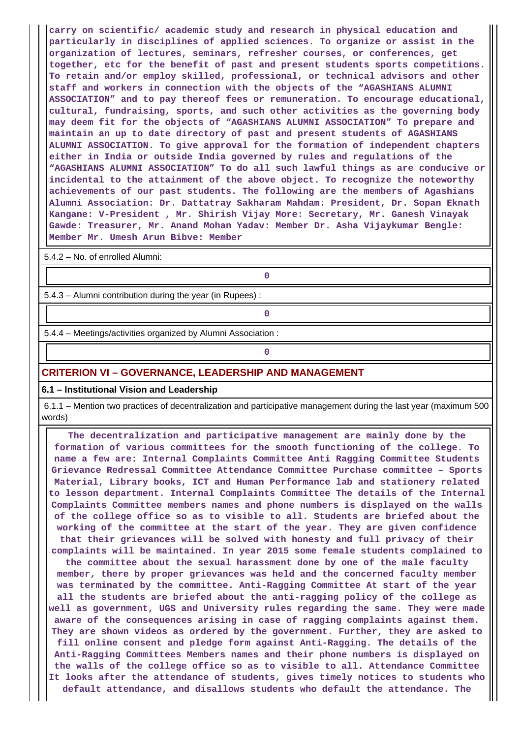carry on scientific/ academic study and research in physical education and particularly in disciplines of applied sciences. To organize or assist in the organization of lectures, seminars, refresher courses, or conferences, get together, etc for the benefit of past and present students sports competitions. To retain and/or employ skilled, professional, or technical advisors and other staff and workers in connection with the objects of the "AGASHIANS ALUMNI ASSOCIATION" and to pay thereof fees or remuneration. To encourage educational, cultural, fundraising, sports, and such other activities as the governing body may deem fit for the objects of "AGASHIANS ALUMNI ASSOCIATION" To prepare and maintain an up to date directory of past and present students of AGASHIANS ALUMNI ASSOCIATION. To give approval for the formation of independent chapters either in India or outside India governed by rules and regulations of the "AGASHIANS ALUMNI ASSOCIATION" To do all such lawful things as are conducive or incidental to the attainment of the above object. To recognize the noteworthy achievements of our past students. The following are the members of Agashians Alumni Association: Dr. Dattatray Sakharam Mahdam: President, Dr. Sopan Eknath Kangane: V-President , Mr. Shirish Vijay More: Secretary, Mr. Ganesh Vinayak Gawde: Treasurer, Mr. Anand Mohan Yadav: Member Dr. Asha Vijaykumar Bengle: Member Mr. Umesh Arun Bibve: Member

5.4.2 – No. of enrolled Alumni:

| 0 |
|---|

5.4.3 – Alumni contribution during the year (in Rupees) :

| 0 |
|---|

5.4.4 – Meetings/activities organized by Alumni Association :

| 0 |
|---|

## CRITERION VI – GOVERNANCE, LEADERSHIP AND MANAGEMENT

### 6.1 – Institutional Vision and Leadership

6.1.1 – Mention two practices of decentralization and participative management during the last year (maximum 500 words)

The decentralization and participative management are mainly done by the formation of various committees for the smooth functioning of the college. To name a few are: Internal Complaints Committee Anti Ragging Committee Students Grievance Redressal Committee Attendance Committee Purchase committee – Sports Material, Library books, ICT and Human Performance lab and stationery related to lesson department. Internal Complaints Committee The details of the Internal Complaints Committee members names and phone numbers is displayed on the walls of the college office so as to visible to all. Students are briefed about the working of the committee at the start of the year. They are given confidence that their grievances will be solved with honesty and full privacy of their complaints will be maintained. In year 2015 some female students complained to the committee about the sexual harassment done by one of the male faculty member, there by proper grievances was held and the concerned faculty member was terminated by the committee. Anti-Ragging Committee At start of the year all the students are briefed about the anti-ragging policy of the college as well as government, UGS and University rules regarding the same. They were made aware of the consequences arising in case of ragging complaints against them. They are shown videos as ordered by the government. Further, they are asked to fill online consent and pledge form against Anti-Ragging. The details of the Anti-Ragging Committees Members names and their phone numbers is displayed on the walls of the college office so as to visible to all. Attendance Committee It looks after the attendance of students, gives timely notices to students who default attendance, and disallows students who default the attendance. The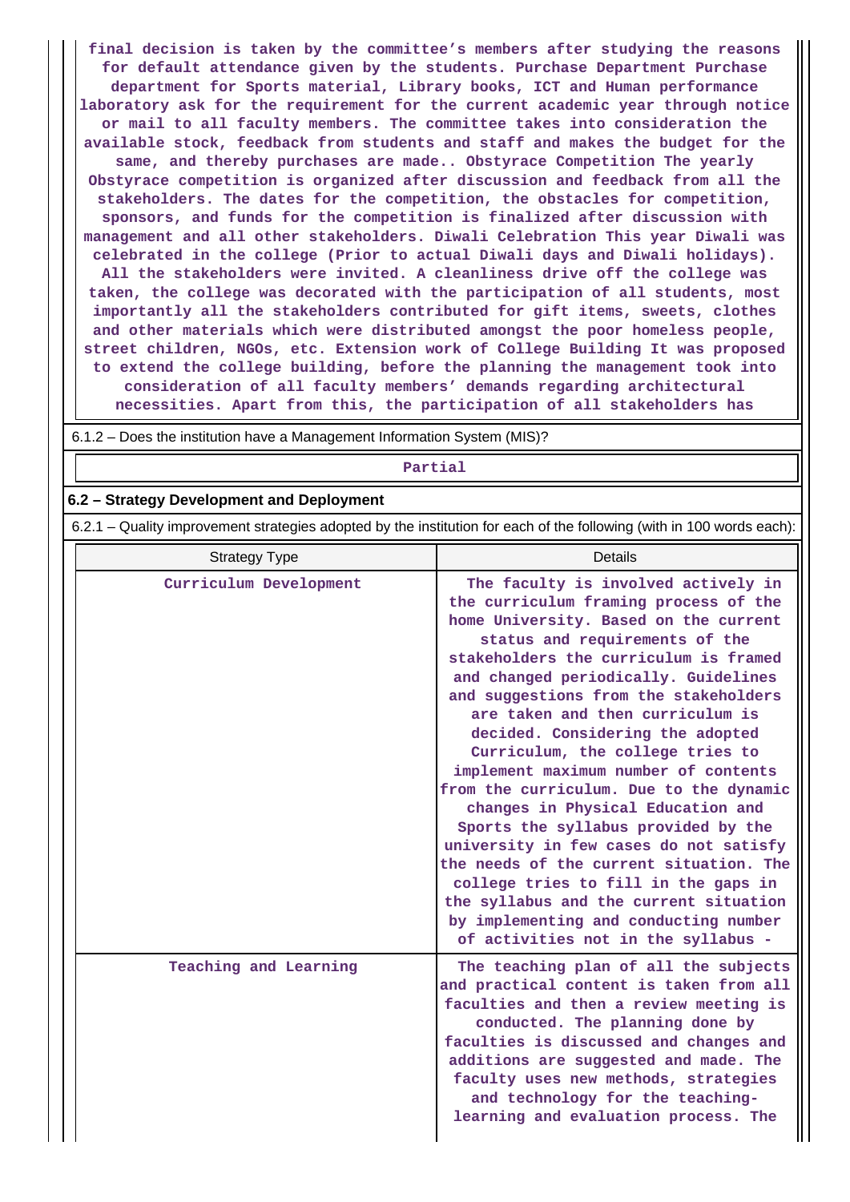final decision is taken by the committee's members after studying the reasons for default attendance given by the students. Purchase Department Purchase department for Sports material, Library books, ICT and Human performance laboratory ask for the requirement for the current academic year through notice or mail to all faculty members. The committee takes into consideration the available stock, feedback from students and staff and makes the budget for the same, and thereby purchases are made.. Obstyrace Competition The yearly Obstyrace competition is organized after discussion and feedback from all the stakeholders. The dates for the competition, the obstacles for competition, sponsors, and funds for the competition is finalized after discussion with management and all other stakeholders. Diwali Celebration This year Diwali was celebrated in the college (Prior to actual Diwali days and Diwali holidays). All the stakeholders were invited. A cleanliness drive off the college was taken, the college was decorated with the participation of all students, most importantly all the stakeholders contributed for gift items, sweets, clothes and other materials which were distributed amongst the poor homeless people, street children, NGOs, etc. Extension work of College Building It was proposed to extend the college building, before the planning the management took into consideration of all faculty members' demands regarding architectural necessities. Apart from this, the participation of all stakeholders has

6.1.2 – Does the institution have a Management Information System (MIS)?

Partial

## 6.2 – Strategy Development and Deployment

6.2.1 – Quality improvement strategies adopted by the institution for each of the following (with in 100 words each):

| Strategy Type | Details |
|---|---|
| Curriculum Development | The faculty is involved actively in the curriculum framing process of the home University. Based on the current status and requirements of the stakeholders the curriculum is framed and changed periodically. Guidelines and suggestions from the stakeholders are taken and then curriculum is decided. Considering the adopted Curriculum, the college tries to implement maximum number of contents from the curriculum. Due to the dynamic changes in Physical Education and Sports the syllabus provided by the university in few cases do not satisfy the needs of the current situation. The college tries to fill in the gaps in the syllabus and the current situation by implementing and conducting number of activities not in the syllabus - |
| Teaching and Learning | The teaching plan of all the subjects and practical content is taken from all faculties and then a review meeting is conducted. The planning done by faculties is discussed and changes and additions are suggested and made. The faculty uses new methods, strategies and technology for the teaching-learning and evaluation process. The |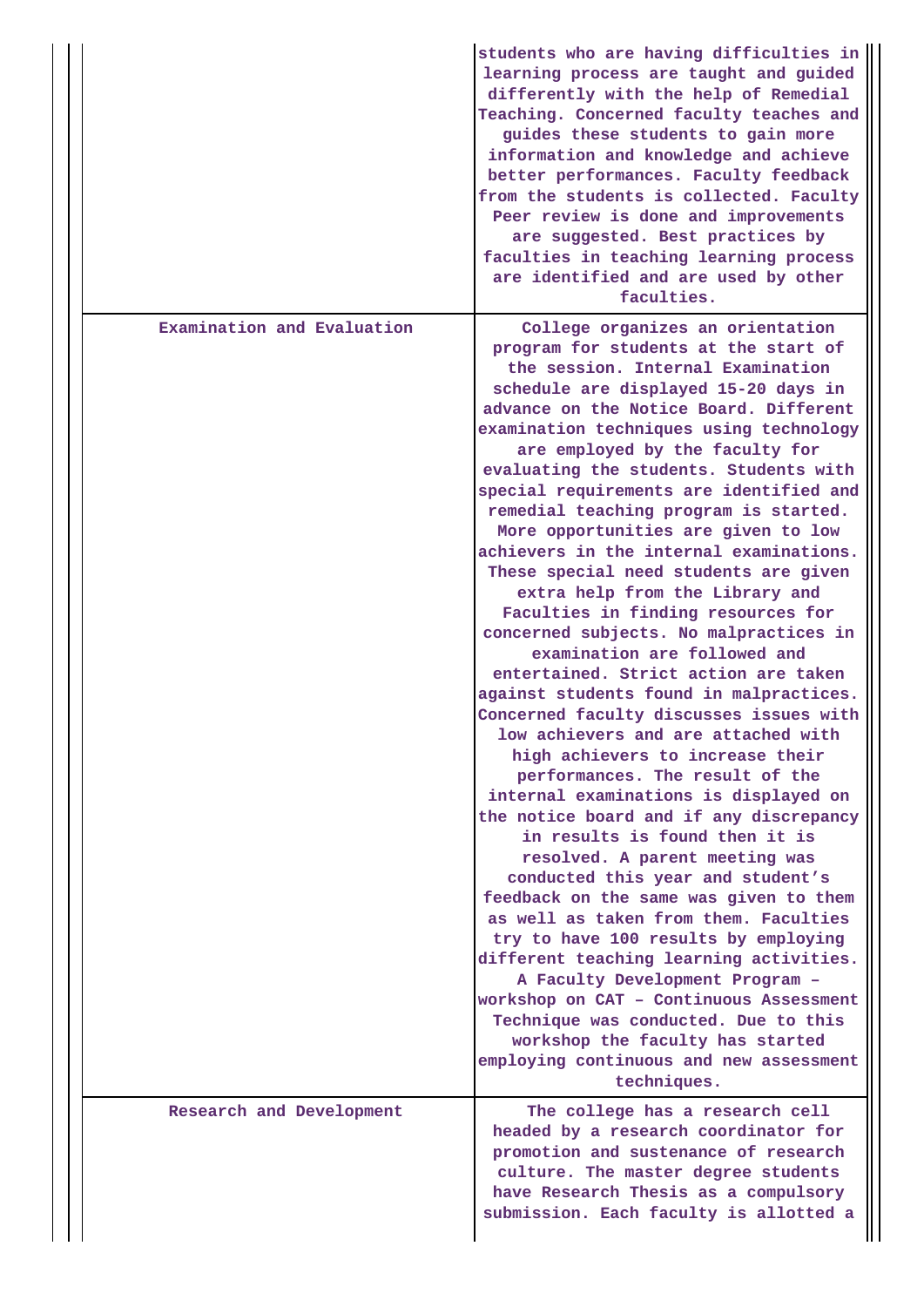| | |
|---|---|
| | students who are having difficulties in learning process are taught and guided differently with the help of Remedial Teaching. Concerned faculty teaches and guides these students to gain more information and knowledge and achieve better performances. Faculty feedback from the students is collected. Faculty Peer review is done and improvements are suggested. Best practices by faculties in teaching learning process are identified and are used by other faculties. |
| Examination and Evaluation | College organizes an orientation program for students at the start of the session. Internal Examination schedule are displayed 15-20 days in advance on the Notice Board. Different examination techniques using technology are employed by the faculty for evaluating the students. Students with special requirements are identified and remedial teaching program is started. More opportunities are given to low achievers in the internal examinations. These special need students are given extra help from the Library and Faculties in finding resources for concerned subjects. No malpractices in examination are followed and entertained. Strict action are taken against students found in malpractices. Concerned faculty discusses issues with low achievers and are attached with high achievers to increase their performances. The result of the internal examinations is displayed on the notice board and if any discrepancy in results is found then it is resolved. A parent meeting was conducted this year and student's feedback on the same was given to them as well as taken from them. Faculties try to have 100 results by employing different teaching learning activities. A Faculty Development Program – workshop on CAT – Continuous Assessment Technique was conducted. Due to this workshop the faculty has started employing continuous and new assessment techniques. |
| Research and Development | The college has a research cell headed by a research coordinator for promotion and sustenance of research culture. The master degree students have Research Thesis as a compulsory submission. Each faculty is allotted a |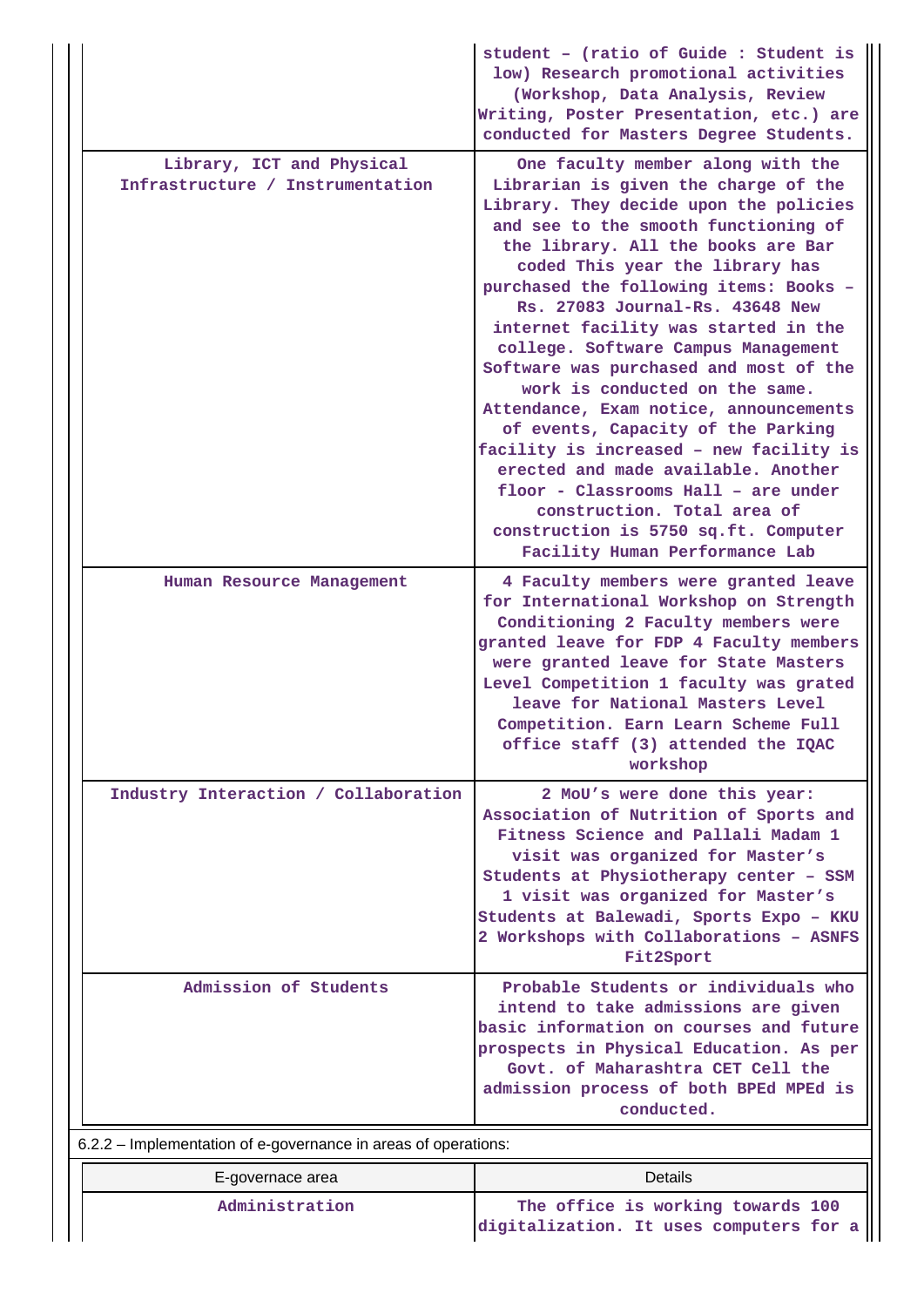| | |
|---|---|
| | student – (ratio of Guide : Student is low) Research promotional activities (Workshop, Data Analysis, Review Writing, Poster Presentation, etc.) are conducted for Masters Degree Students. |
| Library, ICT and Physical Infrastructure / Instrumentation | One faculty member along with the Librarian is given the charge of the Library. They decide upon the policies and see to the smooth functioning of the library. All the books are Bar coded This year the library has purchased the following items: Books – Rs. 27083 Journal-Rs. 43648 New internet facility was started in the college. Software Campus Management Software was purchased and most of the work is conducted on the same. Attendance, Exam notice, announcements of events, Capacity of the Parking facility is increased – new facility is erected and made available. Another floor - Classrooms Hall – are under construction. Total area of construction is 5750 sq.ft. Computer Facility Human Performance Lab |
| Human Resource Management | 4 Faculty members were granted leave for International Workshop on Strength Conditioning 2 Faculty members were granted leave for FDP 4 Faculty members were granted leave for State Masters Level Competition 1 faculty was grated leave for National Masters Level Competition. Earn Learn Scheme Full office staff (3) attended the IQAC workshop |
| Industry Interaction / Collaboration | 2 MoU's were done this year: Association of Nutrition of Sports and Fitness Science and Pallali Madam 1 visit was organized for Master's Students at Physiotherapy center – SSM 1 visit was organized for Master's Students at Balewadi, Sports Expo – KKU 2 Workshops with Collaborations – ASNFS Fit2Sport |
| Admission of Students | Probable Students or individuals who intend to take admissions are given basic information on courses and future prospects in Physical Education. As per Govt. of Maharashtra CET Cell the admission process of both BPEd MPEd is conducted. |

6.2.2 – Implementation of e-governance in areas of operations:

| E-governance area | Details |
|---|---|
| Administration | The office is working towards 100 digitalization. It uses computers for a |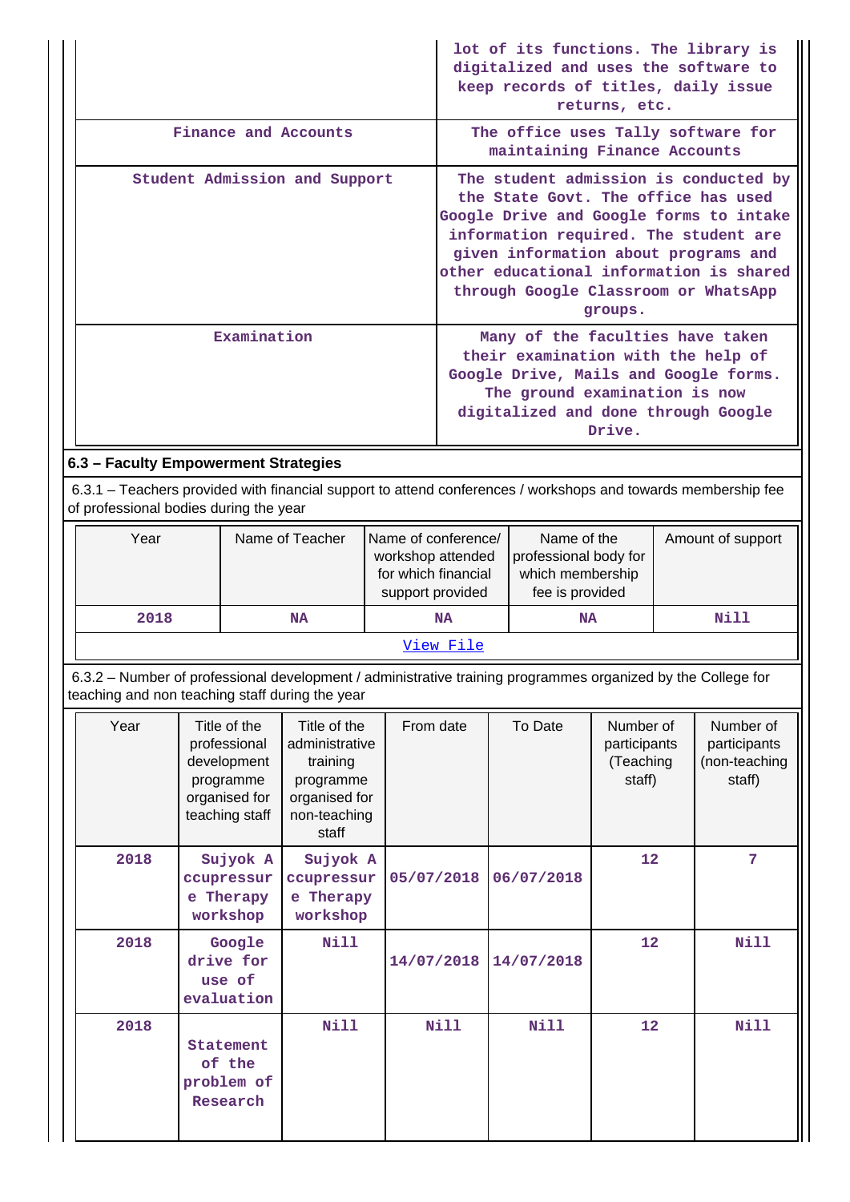| | |
|---|---|
| | lot of its functions. The library is digitalized and uses the software to keep records of titles, daily issue returns, etc. |
| Finance and Accounts | The office uses Tally software for maintaining Finance Accounts |
| Student Admission and Support | The student admission is conducted by the State Govt. The office has used Google Drive and Google forms to intake information required. The student are given information about programs and other educational information is shared through Google Classroom or WhatsApp groups. |
| Examination | Many of the faculties have taken their examination with the help of Google Drive, Mails and Google forms. The ground examination is now digitalized and done through Google Drive. |

### 6.3 – Faculty Empowerment Strategies

6.3.1 – Teachers provided with financial support to attend conferences / workshops and towards membership fee of professional bodies during the year

| Year | Name of Teacher | Name of conference/ workshop attended for which financial support provided | Name of the professional body for which membership fee is provided | Amount of support |
|---|---|---|---|---|
| 2018 | NA | NA | NA | Nill |
| View File | | | | |

6.3.2 – Number of professional development / administrative training programmes organized by the College for teaching and non teaching staff during the year

| Year | Title of the professional development programme organised for teaching staff | Title of the administrative training programme organised for non-teaching staff | From date | To Date | Number of participants (Teaching staff) | Number of participants (non-teaching staff) |
|---|---|---|---|---|---|---|
| 2018 | Sujyok Accupressure Therapy workshop | Sujyok Accupressure Therapy workshop | 05/07/2018 | 06/07/2018 | 12 | 7 |
| 2018 | Google drive for use of evaluation | Nill | 14/07/2018 | 14/07/2018 | 12 | Nill |
| 2018 | Statement of the problem of Research | Nill | Nill | Nill | 12 | Nill |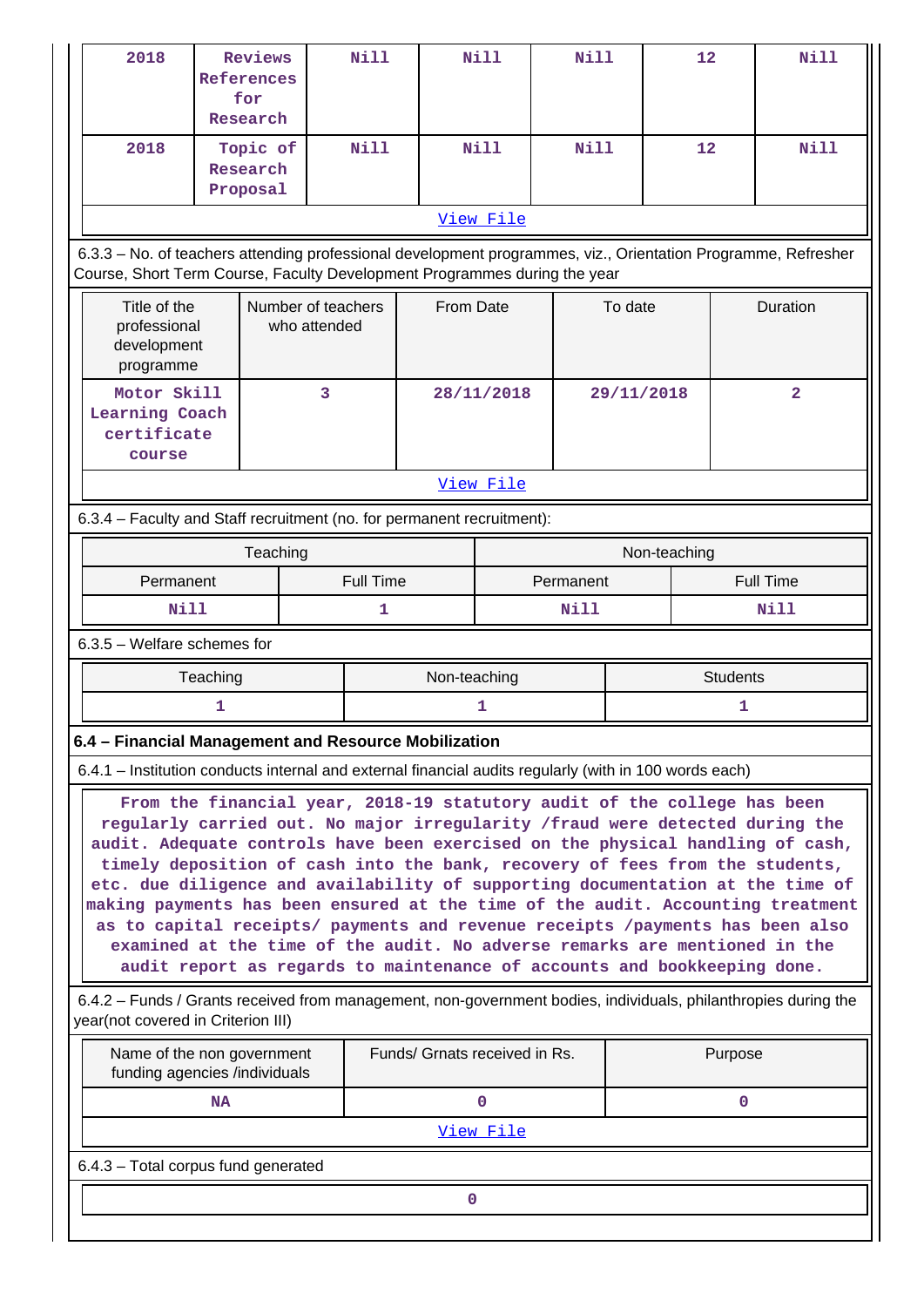| 2018 | Reviews References for Research | Nill | Nill | Nill | 12 | Nill |
|---|---|---|---|---|---|---|
| 2018 | Topic of Research Proposal | Nill | Nill | Nill | 12 | Nill |
| [View File](#) | | | | | | |

6.3.3 – No. of teachers attending professional development programmes, viz., Orientation Programme, Refresher Course, Short Term Course, Faculty Development Programmes during the year

| Title of the professional development programme | Number of teachers who attended | From Date | To date | Duration |
|---|---|---|---|---|
| Motor Skill Learning Coach certificate course | 3 | 28/11/2018 | 29/11/2018 | 2 |
| [View File](#) | | | | |

6.3.4 – Faculty and Staff recruitment (no. for permanent recruitment):

| Teaching | | Non-teaching | |
|---|---|---|---|
| Permanent | Full Time | Permanent | Full Time |
| Nill | 1 | Nill | Nill |

6.3.5 – Welfare schemes for

| Teaching | Non-teaching | Students |
|---|---|---|
| 1 | 1 | 1 |

**6.4 – Financial Management and Resource Mobilization**

6.4.1 – Institution conducts internal and external financial audits regularly (with in 100 words each)

From the financial year, 2018-19 statutory audit of the college has been regularly carried out. No major irregularity /fraud were detected during the audit. Adequate controls have been exercised on the physical handling of cash, timely deposition of cash into the bank, recovery of fees from the students, etc. due diligence and availability of supporting documentation at the time of making payments has been ensured at the time of the audit. Accounting treatment as to capital receipts/ payments and revenue receipts /payments has been also examined at the time of the audit. No adverse remarks are mentioned in the audit report as regards to maintenance of accounts and bookkeeping done.

6.4.2 – Funds / Grants received from management, non-government bodies, individuals, philanthropies during the year(not covered in Criterion III)

| Name of the non government funding agencies /individuals | Funds/ Grnats received in Rs. | Purpose |
|---|---|---|
| NA | 0 | 0 |
| [View File](#) | | |

6.4.3 – Total corpus fund generated

| 0 |
|---|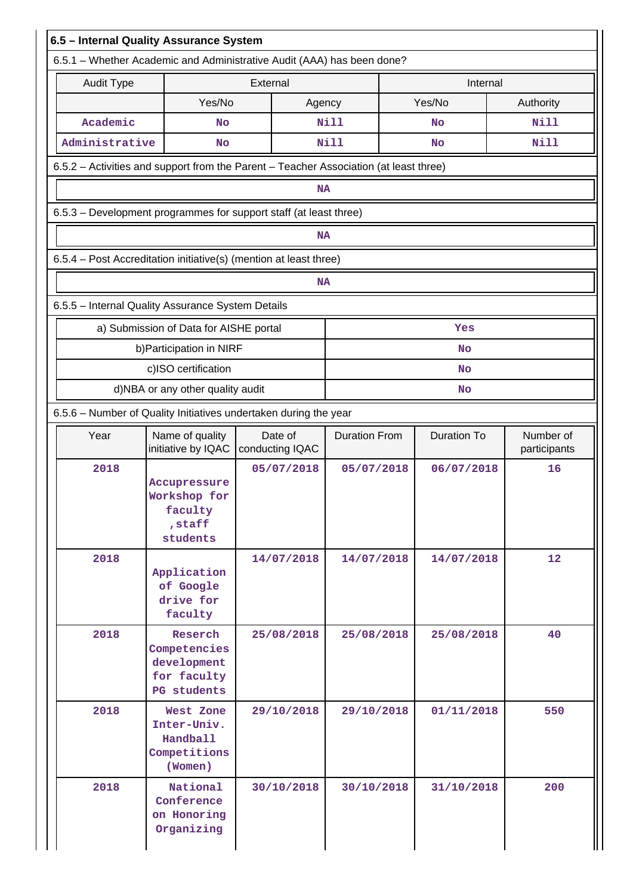**6.5 – Internal Quality Assurance System**

6.5.1 – Whether Academic and Administrative Audit (AAA) has been done?

| Audit Type | External | | Internal | |
|---|---|---|---|---|
| | Yes/No | Agency | Yes/No | Authority |
| Academic | No | Nill | No | Nill |
| Administrative | No | Nill | No | Nill |

6.5.2 – Activities and support from the Parent – Teacher Association (at least three)

NA

6.5.3 – Development programmes for support staff (at least three)

NA

6.5.4 – Post Accreditation initiative(s) (mention at least three)

NA

6.5.5 – Internal Quality Assurance System Details

| | |
|---|---|
| a) Submission of Data for AISHE portal | Yes |
| b)Participation in NIRF | No |
| c)ISO certification | No |
| d)NBA or any other quality audit | No |

6.5.6 – Number of Quality Initiatives undertaken during the year

| Year | Name of quality initiative by IQAC | Date of conducting IQAC | Duration From | Duration To | Number of participants |
|---|---|---|---|---|---|
| 2018 | Accupressure Workshop for faculty ,staff students | 05/07/2018 | 05/07/2018 | 06/07/2018 | 16 |
| 2018 | Application of Google drive for faculty | 14/07/2018 | 14/07/2018 | 14/07/2018 | 12 |
| 2018 | Reserch Competencies development for faculty PG students | 25/08/2018 | 25/08/2018 | 25/08/2018 | 40 |
| 2018 | West Zone Inter-Univ. Handball Competitions (Women) | 29/10/2018 | 29/10/2018 | 01/11/2018 | 550 |
| 2018 | National Conference on Honoring Organizing | 30/10/2018 | 30/10/2018 | 31/10/2018 | 200 |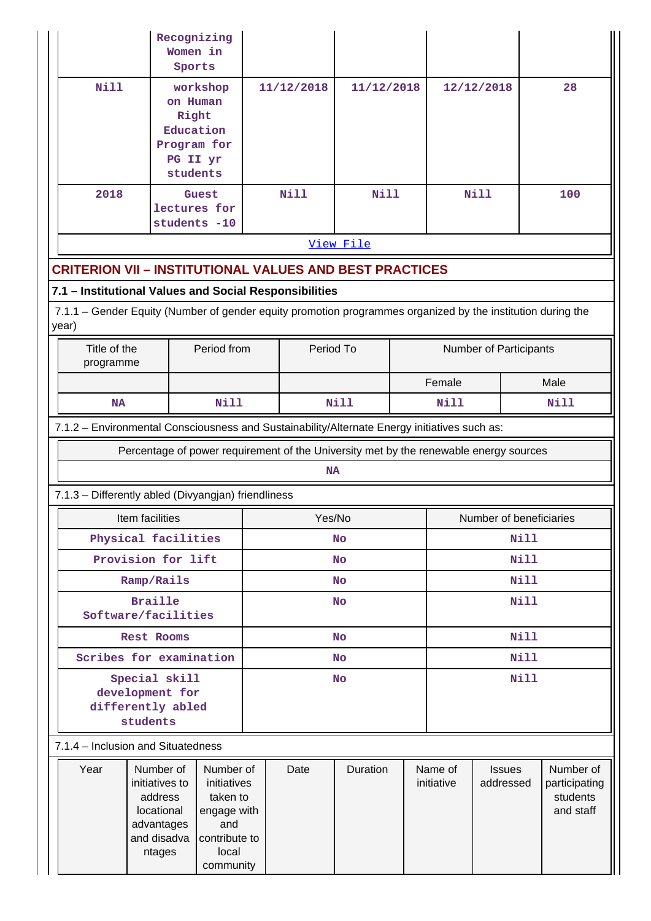| | Recognizing Women in Sports | | | | |
|---|---|---|---|---|---|
| Nill | workshop on Human Right Education Program for PG II yr students | 11/12/2018 | 11/12/2018 | 12/12/2018 | 28 |
| 2018 | Guest lectures for students -10 | Nill | Nill | Nill | 100 |

View File

## CRITERION VII – INSTITUTIONAL VALUES AND BEST PRACTICES

### 7.1 – Institutional Values and Social Responsibilities

7.1.1 – Gender Equity (Number of gender equity promotion programmes organized by the institution during the year)

| Title of the programme | Period from | Period To | Number of Participants | |
|---|---|---|---|---|
| | | | Female | Male |
| NA | Nill | Nill | Nill | Nill |

7.1.2 – Environmental Consciousness and Sustainability/Alternate Energy initiatives such as:

| Percentage of power requirement of the University met by the renewable energy sources |
|---|
| NA |

7.1.3 – Differently abled (Divyangjan) friendliness

| Item facilities | Yes/No | Number of beneficiaries |
|---|---|---|
| Physical facilities | No | Nill |
| Provision for lift | No | Nill |
| Ramp/Rails | No | Nill |
| Braille Software/facilities | No | Nill |
| Rest Rooms | No | Nill |
| Scribes for examination | No | Nill |
| Special skill development for differently abled students | No | Nill |

7.1.4 – Inclusion and Situatedness

| Year | Number of initiatives to address locational advantages and disadvantages | Number of initiatives taken to engage with and contribute to local community | Date | Duration | Name of initiative | Issues addressed | Number of participating students and staff |
|---|---|---|---|---|---|---|---|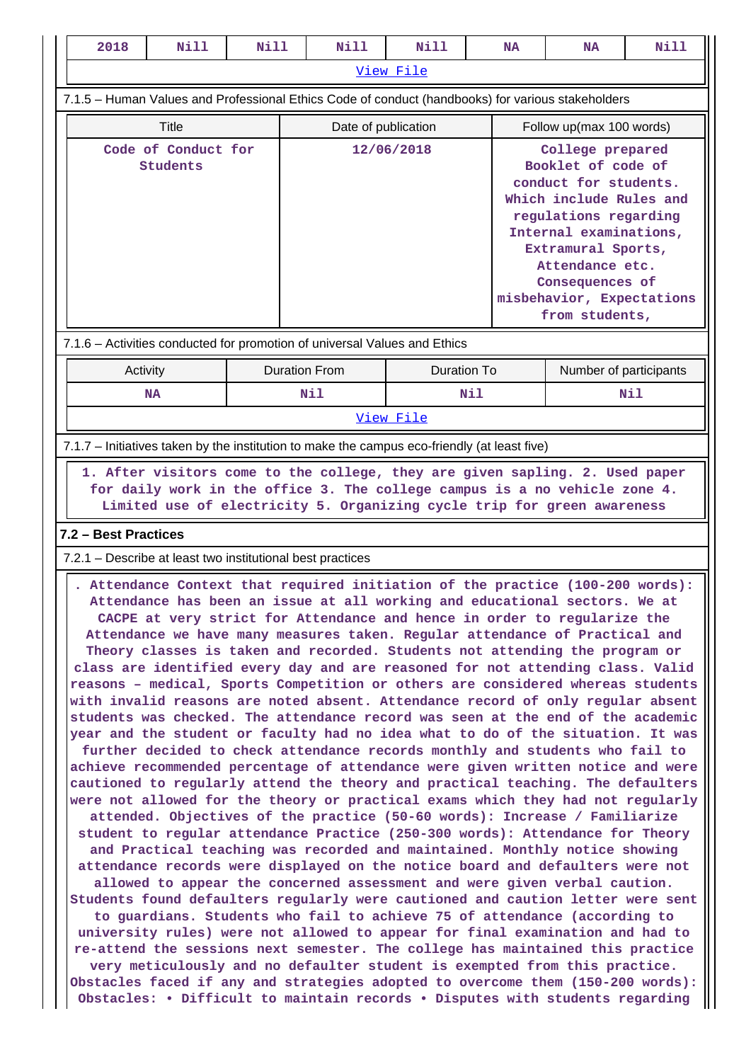| 2018 | Nill | Nill | Nill | Nill | NA | NA | Nill |
|---|---|---|---|---|---|---|---|
| View File | | | | | | | |

7.1.5 – Human Values and Professional Ethics Code of conduct (handbooks) for various stakeholders

| Title | Date of publication | Follow up(max 100 words) |
|---|---|---|
| Code of Conduct for Students | 12/06/2018 | College prepared Booklet of code of conduct for students. Which include Rules and regulations regarding Internal examinations, Extramural Sports, Attendance etc. Consequences of misbehavior, Expectations from students, |

7.1.6 – Activities conducted for promotion of universal Values and Ethics

| Activity | Duration From | Duration To | Number of participants |
|---|---|---|---|
| NA | Nil | Nil | Nil |
| View File | | | |

7.1.7 – Initiatives taken by the institution to make the campus eco-friendly (at least five)

1. After visitors come to the college, they are given sapling. 2. Used paper for daily work in the office 3. The college campus is a no vehicle zone 4. Limited use of electricity 5. Organizing cycle trip for green awareness

## 7.2 – Best Practices

7.2.1 – Describe at least two institutional best practices

. Attendance Context that required initiation of the practice (100-200 words): Attendance has been an issue at all working and educational sectors. We at CACPE at very strict for Attendance and hence in order to regularize the Attendance we have many measures taken. Regular attendance of Practical and Theory classes is taken and recorded. Students not attending the program or class are identified every day and are reasoned for not attending class. Valid reasons – medical, Sports Competition or others are considered whereas students with invalid reasons are noted absent. Attendance record of only regular absent students was checked. The attendance record was seen at the end of the academic year and the student or faculty had no idea what to do of the situation. It was further decided to check attendance records monthly and students who fail to achieve recommended percentage of attendance were given written notice and were cautioned to regularly attend the theory and practical teaching. The defaulters were not allowed for the theory or practical exams which they had not regularly attended. Objectives of the practice (50-60 words): Increase / Familiarize student to regular attendance Practice (250-300 words): Attendance for Theory and Practical teaching was recorded and maintained. Monthly notice showing attendance records were displayed on the notice board and defaulters were not allowed to appear the concerned assessment and were given verbal caution. Students found defaulters regularly were cautioned and caution letter were sent to guardians. Students who fail to achieve 75 of attendance (according to university rules) were not allowed to appear for final examination and had to re-attend the sessions next semester. The college has maintained this practice very meticulously and no defaulter student is exempted from this practice. Obstacles faced if any and strategies adopted to overcome them (150-200 words): Obstacles: • Difficult to maintain records • Disputes with students regarding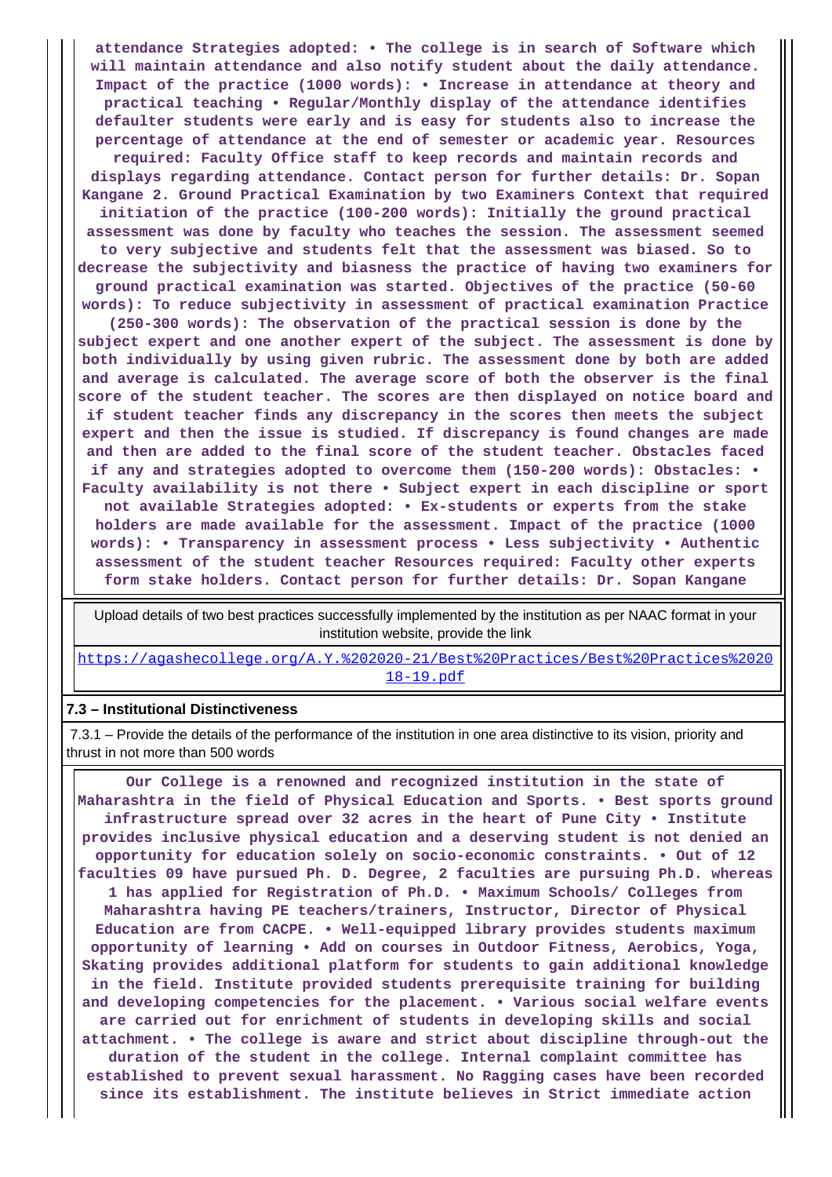**attendance Strategies adopted: • The college is in search of Software which will maintain attendance and also notify student about the daily attendance. Impact of the practice (1000 words): • Increase in attendance at theory and practical teaching • Regular/Monthly display of the attendance identifies defaulter students were early and is easy for students also to increase the percentage of attendance at the end of semester or academic year. Resources required: Faculty Office staff to keep records and maintain records and displays regarding attendance. Contact person for further details: Dr. Sopan Kangane 2. Ground Practical Examination by two Examiners Context that required initiation of the practice (100-200 words): Initially the ground practical assessment was done by faculty who teaches the session. The assessment seemed to very subjective and students felt that the assessment was biased. So to decrease the subjectivity and biasness the practice of having two examiners for ground practical examination was started. Objectives of the practice (50-60 words): To reduce subjectivity in assessment of practical examination Practice (250-300 words): The observation of the practical session is done by the subject expert and one another expert of the subject. The assessment is done by both individually by using given rubric. The assessment done by both are added and average is calculated. The average score of both the observer is the final score of the student teacher. The scores are then displayed on notice board and if student teacher finds any discrepancy in the scores then meets the subject expert and then the issue is studied. If discrepancy is found changes are made and then are added to the final score of the student teacher. Obstacles faced if any and strategies adopted to overcome them (150-200 words): Obstacles: • Faculty availability is not there • Subject expert in each discipline or sport not available Strategies adopted: • Ex-students or experts from the stake holders are made available for the assessment. Impact of the practice (1000 words): • Transparency in assessment process • Less subjectivity • Authentic assessment of the student teacher Resources required: Faculty other experts form stake holders. Contact person for further details: Dr. Sopan Kangane**

| Upload details of two best practices successfully implemented by the institution as per NAAC format in your institution website, provide the link |
|---|
| https://agashecollege.org/A.Y.%202020-21/Best%20Practices/Best%20Practices%2020 18-19.pdf |

**7.3 – Institutional Distinctiveness**

7.3.1 – Provide the details of the performance of the institution in one area distinctive to its vision, priority and thrust in not more than 500 words

**Our College is a renowned and recognized institution in the state of Maharashtra in the field of Physical Education and Sports. • Best sports ground infrastructure spread over 32 acres in the heart of Pune City • Institute provides inclusive physical education and a deserving student is not denied an opportunity for education solely on socio-economic constraints. • Out of 12 faculties 09 have pursued Ph. D. Degree, 2 faculties are pursuing Ph.D. whereas 1 has applied for Registration of Ph.D. • Maximum Schools/ Colleges from Maharashtra having PE teachers/trainers, Instructor, Director of Physical Education are from CACPE. • Well-equipped library provides students maximum opportunity of learning • Add on courses in Outdoor Fitness, Aerobics, Yoga, Skating provides additional platform for students to gain additional knowledge in the field. Institute provided students prerequisite training for building and developing competencies for the placement. • Various social welfare events are carried out for enrichment of students in developing skills and social attachment. • The college is aware and strict about discipline through-out the duration of the student in the college. Internal complaint committee has established to prevent sexual harassment. No Ragging cases have been recorded since its establishment. The institute believes in Strict immediate action**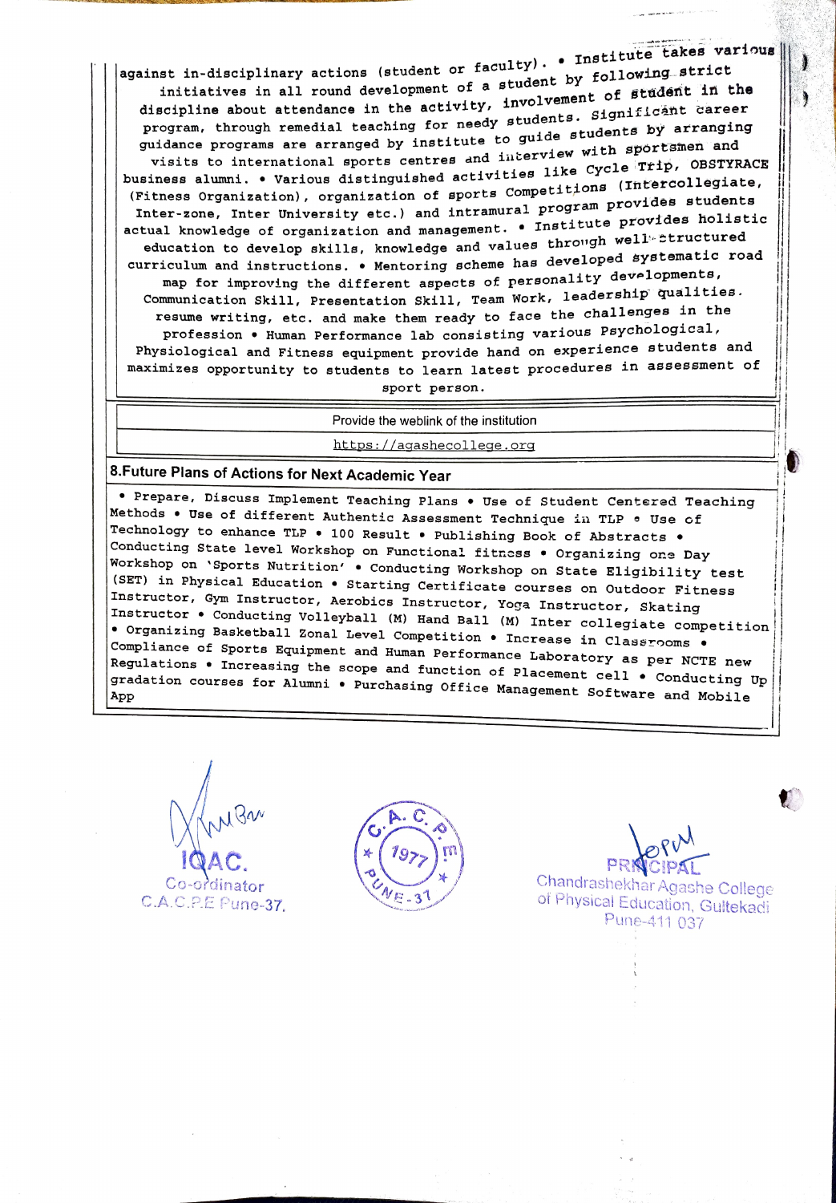against in-disciplinary actions (student or faculty). • Institute takes various initiatives in all round development of a student by following strict discipline about attendance in the activity, involvement of student in the program, through remedial teaching for needy students. Significant career guidance programs are arranged by institute to guide students by arranging visits to international sports centres and interview with sportsmen and business alumni. • Various distinguished activities like Cycle Trip, OBSTYRACE (Fitness Organization), organization of sports Competitions (Intercollegiate, Inter-zone, Inter University etc.) and intramural program provides students actual knowledge of organization and management. • Institute provides holistic education to develop skills, knowledge and values through well-structured curriculum and instructions. • Mentoring scheme has developed systematic road map for improving the different aspects of personality developments, Communication Skill, Presentation Skill, Team Work, leadership qualities. resume writing, etc. and make them ready to face the challenges in the profession • Human Performance lab consisting various Psychological, Physiological and Fitness equipment provide hand on experience students and maximizes opportunity to students to learn latest procedures in assessment of sport person.

| Provide the weblink of the institution |
| --- |
| https://agashecollege.org |

## 8.Future Plans of Actions for Next Academic Year

• Prepare, Discuss Implement Teaching Plans • Use of Student Centered Teaching Methods • Use of different Authentic Assessment Technique in TLP • Use of Technology to enhance TLP • 100 Result • Publishing Book of Abstracts • Conducting State level Workshop on Functional fitness • Organizing one Day Workshop on 'Sports Nutrition' • Conducting Workshop on State Eligibility test (SET) in Physical Education • Starting Certificate courses on Outdoor Fitness Instructor, Gym Instructor, Aerobics Instructor, Yoga Instructor, Skating Instructor • Conducting Volleyball (M) Hand Ball (M) Inter collegiate competition • Organizing Basketball Zonal Level Competition • Increase in Classrooms • Compliance of Sports Equipment and Human Performance Laboratory as per NCTE new Regulations • Increasing the scope and function of Placement cell • Conducting Up gradation courses for Alumni • Purchasing Office Management Software and Mobile App

IQAC.
Co-ordinator
C.A.C.P.E Pune-37.

C.A.C.P.E. 1977 PUNE-37

PRINCIPAL
Chandrashekhar Agashe College of Physical Education, Gultekadi Pune-411 037